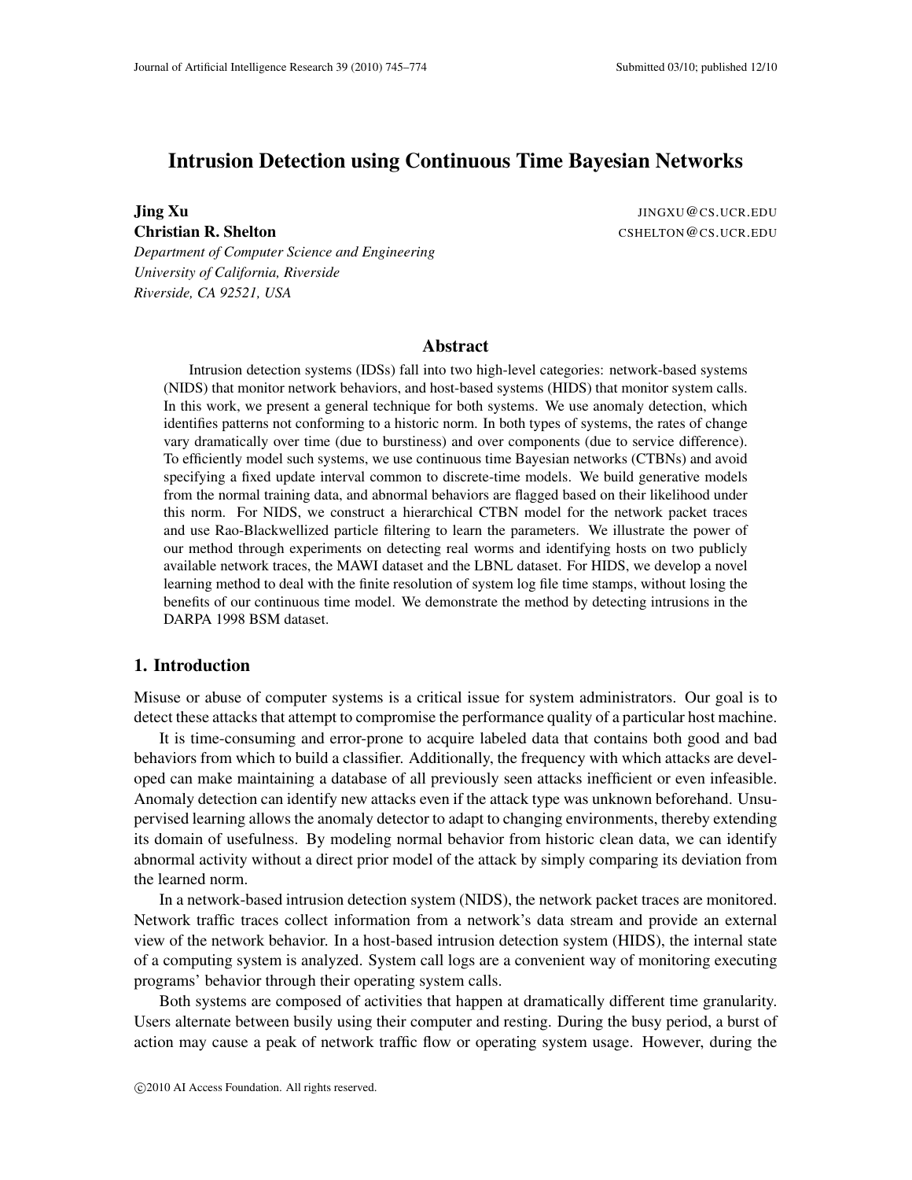# Intrusion Detection using Continuous Time Bayesian Networks

**Jing Xu** JINGXU@CS.UCR.EDU
**Christian R. Shelton** CSHELTON@CS.UCR.EDU
*Department of Computer Science and Engineering*
*University of California, Riverside*
*Riverside, CA 92521, USA*

## Abstract

Intrusion detection systems (IDSs) fall into two high-level categories: network-based systems (NIDS) that monitor network behaviors, and host-based systems (HIDS) that monitor system calls. In this work, we present a general technique for both systems. We use anomaly detection, which identifies patterns not conforming to a historic norm. In both types of systems, the rates of change vary dramatically over time (due to burstiness) and over components (due to service difference). To efficiently model such systems, we use continuous time Bayesian networks (CTBNs) and avoid specifying a fixed update interval common to discrete-time models. We build generative models from the normal training data, and abnormal behaviors are flagged based on their likelihood under this norm. For NIDS, we construct a hierarchical CTBN model for the network packet traces and use Rao-Blackwellized particle filtering to learn the parameters. We illustrate the power of our method through experiments on detecting real worms and identifying hosts on two publicly available network traces, the MAWI dataset and the LBNL dataset. For HIDS, we develop a novel learning method to deal with the finite resolution of system log file time stamps, without losing the benefits of our continuous time model. We demonstrate the method by detecting intrusions in the DARPA 1998 BSM dataset.

## 1. Introduction

Misuse or abuse of computer systems is a critical issue for system administrators. Our goal is to detect these attacks that attempt to compromise the performance quality of a particular host machine.

It is time-consuming and error-prone to acquire labeled data that contains both good and bad behaviors from which to build a classifier. Additionally, the frequency with which attacks are developed can make maintaining a database of all previously seen attacks inefficient or even infeasible. Anomaly detection can identify new attacks even if the attack type was unknown beforehand. Unsupervised learning allows the anomaly detector to adapt to changing environments, thereby extending its domain of usefulness. By modeling normal behavior from historic clean data, we can identify abnormal activity without a direct prior model of the attack by simply comparing its deviation from the learned norm.

In a network-based intrusion detection system (NIDS), the network packet traces are monitored. Network traffic traces collect information from a network's data stream and provide an external view of the network behavior. In a host-based intrusion detection system (HIDS), the internal state of a computing system is analyzed. System call logs are a convenient way of monitoring executing programs' behavior through their operating system calls.

Both systems are composed of activities that happen at dramatically different time granularity. Users alternate between busily using their computer and resting. During the busy period, a burst of action may cause a peak of network traffic flow or operating system usage. However, during the

©2010 AI Access Foundation. All rights reserved.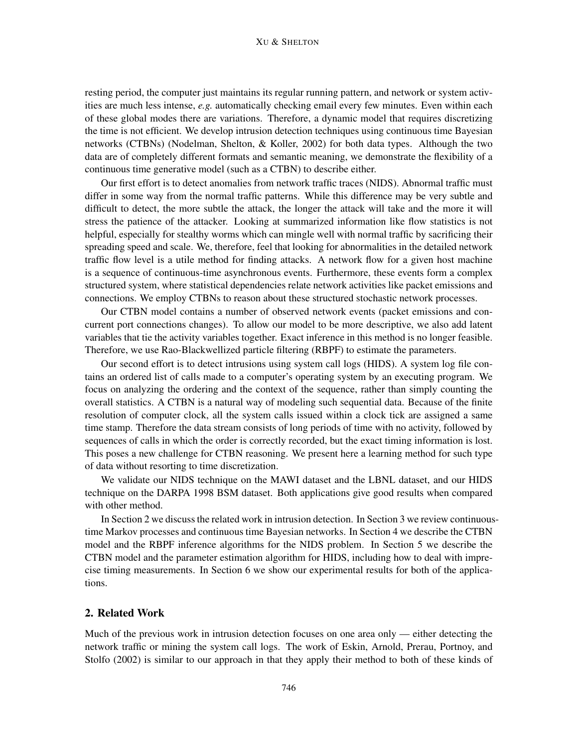resting period, the computer just maintains its regular running pattern, and network or system activities are much less intense, *e.g.* automatically checking email every few minutes. Even within each of these global modes there are variations. Therefore, a dynamic model that requires discretizing the time is not efficient. We develop intrusion detection techniques using continuous time Bayesian networks (CTBNs) (Nodelman, Shelton, & Koller, 2002) for both data types. Although the two data are of completely different formats and semantic meaning, we demonstrate the flexibility of a continuous time generative model (such as a CTBN) to describe either.

Our first effort is to detect anomalies from network traffic traces (NIDS). Abnormal traffic must differ in some way from the normal traffic patterns. While this difference may be very subtle and difficult to detect, the more subtle the attack, the longer the attack will take and the more it will stress the patience of the attacker. Looking at summarized information like flow statistics is not helpful, especially for stealthy worms which can mingle well with normal traffic by sacrificing their spreading speed and scale. We, therefore, feel that looking for abnormalities in the detailed network traffic flow level is a utile method for finding attacks. A network flow for a given host machine is a sequence of continuous-time asynchronous events. Furthermore, these events form a complex structured system, where statistical dependencies relate network activities like packet emissions and connections. We employ CTBNs to reason about these structured stochastic network processes.

Our CTBN model contains a number of observed network events (packet emissions and concurrent port connections changes). To allow our model to be more descriptive, we also add latent variables that tie the activity variables together. Exact inference in this method is no longer feasible. Therefore, we use Rao-Blackwellized particle filtering (RBPF) to estimate the parameters.

Our second effort is to detect intrusions using system call logs (HIDS). A system log file contains an ordered list of calls made to a computer's operating system by an executing program. We focus on analyzing the ordering and the context of the sequence, rather than simply counting the overall statistics. A CTBN is a natural way of modeling such sequential data. Because of the finite resolution of computer clock, all the system calls issued within a clock tick are assigned a same time stamp. Therefore the data stream consists of long periods of time with no activity, followed by sequences of calls in which the order is correctly recorded, but the exact timing information is lost. This poses a new challenge for CTBN reasoning. We present here a learning method for such type of data without resorting to time discretization.

We validate our NIDS technique on the MAWI dataset and the LBNL dataset, and our HIDS technique on the DARPA 1998 BSM dataset. Both applications give good results when compared with other method.

In Section 2 we discuss the related work in intrusion detection. In Section 3 we review continuous-time Markov processes and continuous time Bayesian networks. In Section 4 we describe the CTBN model and the RBPF inference algorithms for the NIDS problem. In Section 5 we describe the CTBN model and the parameter estimation algorithm for HIDS, including how to deal with imprecise timing measurements. In Section 6 we show our experimental results for both of the applications.

## 2. Related Work

Much of the previous work in intrusion detection focuses on one area only — either detecting the network traffic or mining the system call logs. The work of Eskin, Arnold, Prerau, Portnoy, and Stolfo (2002) is similar to our approach in that they apply their method to both of these kinds of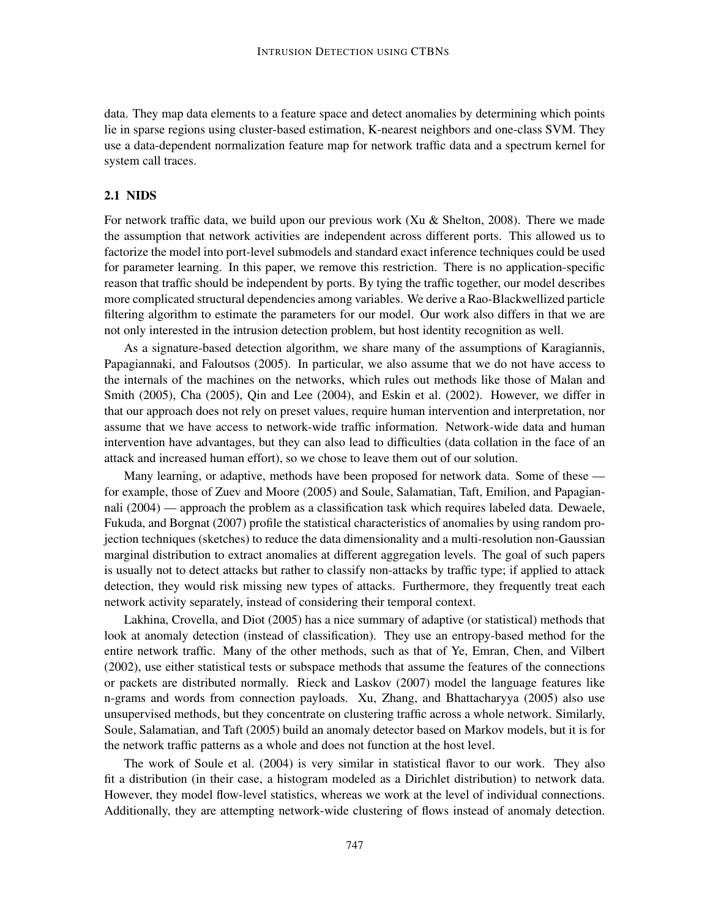data. They map data elements to a feature space and detect anomalies by determining which points lie in sparse regions using cluster-based estimation, K-nearest neighbors and one-class SVM. They use a data-dependent normalization feature map for network traffic data and a spectrum kernel for system call traces.

## 2.1 NIDS

For network traffic data, we build upon our previous work (Xu & Shelton, 2008). There we made the assumption that network activities are independent across different ports. This allowed us to factorize the model into port-level submodels and standard exact inference techniques could be used for parameter learning. In this paper, we remove this restriction. There is no application-specific reason that traffic should be independent by ports. By tying the traffic together, our model describes more complicated structural dependencies among variables. We derive a Rao-Blackwellized particle filtering algorithm to estimate the parameters for our model. Our work also differs in that we are not only interested in the intrusion detection problem, but host identity recognition as well.

As a signature-based detection algorithm, we share many of the assumptions of Karagiannis, Papagiannaki, and Faloutsos (2005). In particular, we also assume that we do not have access to the internals of the machines on the networks, which rules out methods like those of Malan and Smith (2005), Cha (2005), Qin and Lee (2004), and Eskin et al. (2002). However, we differ in that our approach does not rely on preset values, require human intervention and interpretation, nor assume that we have access to network-wide traffic information. Network-wide data and human intervention have advantages, but they can also lead to difficulties (data collation in the face of an attack and increased human effort), so we chose to leave them out of our solution.

Many learning, or adaptive, methods have been proposed for network data. Some of these — for example, those of Zuev and Moore (2005) and Soule, Salamatian, Taft, Emilion, and Papagiannali (2004) — approach the problem as a classification task which requires labeled data. Dewaele, Fukuda, and Borgnat (2007) profile the statistical characteristics of anomalies by using random projection techniques (sketches) to reduce the data dimensionality and a multi-resolution non-Gaussian marginal distribution to extract anomalies at different aggregation levels. The goal of such papers is usually not to detect attacks but rather to classify non-attacks by traffic type; if applied to attack detection, they would risk missing new types of attacks. Furthermore, they frequently treat each network activity separately, instead of considering their temporal context.

Lakhina, Crovella, and Diot (2005) has a nice summary of adaptive (or statistical) methods that look at anomaly detection (instead of classification). They use an entropy-based method for the entire network traffic. Many of the other methods, such as that of Ye, Emran, Chen, and Vilbert (2002), use either statistical tests or subspace methods that assume the features of the connections or packets are distributed normally. Rieck and Laskov (2007) model the language features like n-grams and words from connection payloads. Xu, Zhang, and Bhattacharyya (2005) also use unsupervised methods, but they concentrate on clustering traffic across a whole network. Similarly, Soule, Salamatian, and Taft (2005) build an anomaly detector based on Markov models, but it is for the network traffic patterns as a whole and does not function at the host level.

The work of Soule et al. (2004) is very similar in statistical flavor to our work. They also fit a distribution (in their case, a histogram modeled as a Dirichlet distribution) to network data. However, they model flow-level statistics, whereas we work at the level of individual connections. Additionally, they are attempting network-wide clustering of flows instead of anomaly detection.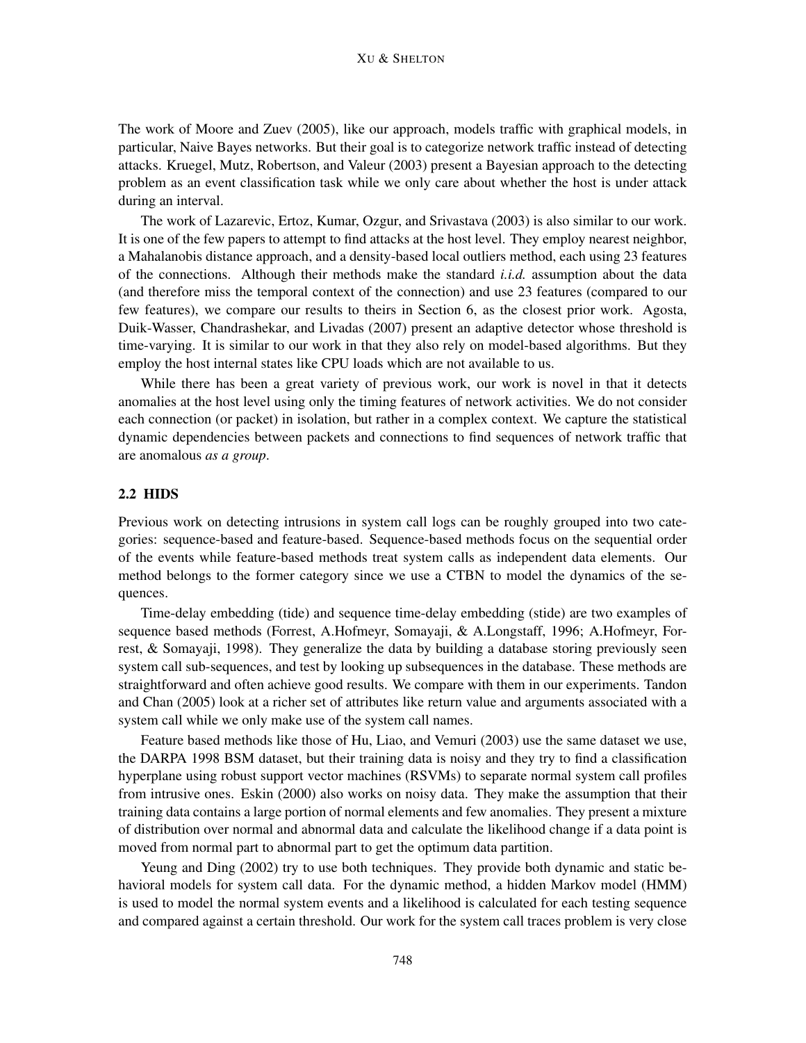The work of Moore and Zuev (2005), like our approach, models traffic with graphical models, in particular, Naive Bayes networks. But their goal is to categorize network traffic instead of detecting attacks. Kruegel, Mutz, Robertson, and Valeur (2003) present a Bayesian approach to the detecting problem as an event classification task while we only care about whether the host is under attack during an interval.

The work of Lazarevic, Ertoz, Kumar, Ozgur, and Srivastava (2003) is also similar to our work. It is one of the few papers to attempt to find attacks at the host level. They employ nearest neighbor, a Mahalanobis distance approach, and a density-based local outliers method, each using 23 features of the connections. Although their methods make the standard *i.i.d.* assumption about the data (and therefore miss the temporal context of the connection) and use 23 features (compared to our few features), we compare our results to theirs in Section 6, as the closest prior work. Agosta, Duik-Wasser, Chandrashekar, and Livadas (2007) present an adaptive detector whose threshold is time-varying. It is similar to our work in that they also rely on model-based algorithms. But they employ the host internal states like CPU loads which are not available to us.

While there has been a great variety of previous work, our work is novel in that it detects anomalies at the host level using only the timing features of network activities. We do not consider each connection (or packet) in isolation, but rather in a complex context. We capture the statistical dynamic dependencies between packets and connections to find sequences of network traffic that are anomalous *as a group*.

### 2.2 HIDS

Previous work on detecting intrusions in system call logs can be roughly grouped into two categories: sequence-based and feature-based. Sequence-based methods focus on the sequential order of the events while feature-based methods treat system calls as independent data elements. Our method belongs to the former category since we use a CTBN to model the dynamics of the sequences.

Time-delay embedding (tide) and sequence time-delay embedding (stide) are two examples of sequence based methods (Forrest, A.Hofmeyr, Somayaji, & A.Longstaff, 1996; A.Hofmeyr, Forrest, & Somayaji, 1998). They generalize the data by building a database storing previously seen system call sub-sequences, and test by looking up subsequences in the database. These methods are straightforward and often achieve good results. We compare with them in our experiments. Tandon and Chan (2005) look at a richer set of attributes like return value and arguments associated with a system call while we only make use of the system call names.

Feature based methods like those of Hu, Liao, and Vemuri (2003) use the same dataset we use, the DARPA 1998 BSM dataset, but their training data is noisy and they try to find a classification hyperplane using robust support vector machines (RSVMs) to separate normal system call profiles from intrusive ones. Eskin (2000) also works on noisy data. They make the assumption that their training data contains a large portion of normal elements and few anomalies. They present a mixture of distribution over normal and abnormal data and calculate the likelihood change if a data point is moved from normal part to abnormal part to get the optimum data partition.

Yeung and Ding (2002) try to use both techniques. They provide both dynamic and static behavioral models for system call data. For the dynamic method, a hidden Markov model (HMM) is used to model the normal system events and a likelihood is calculated for each testing sequence and compared against a certain threshold. Our work for the system call traces problem is very close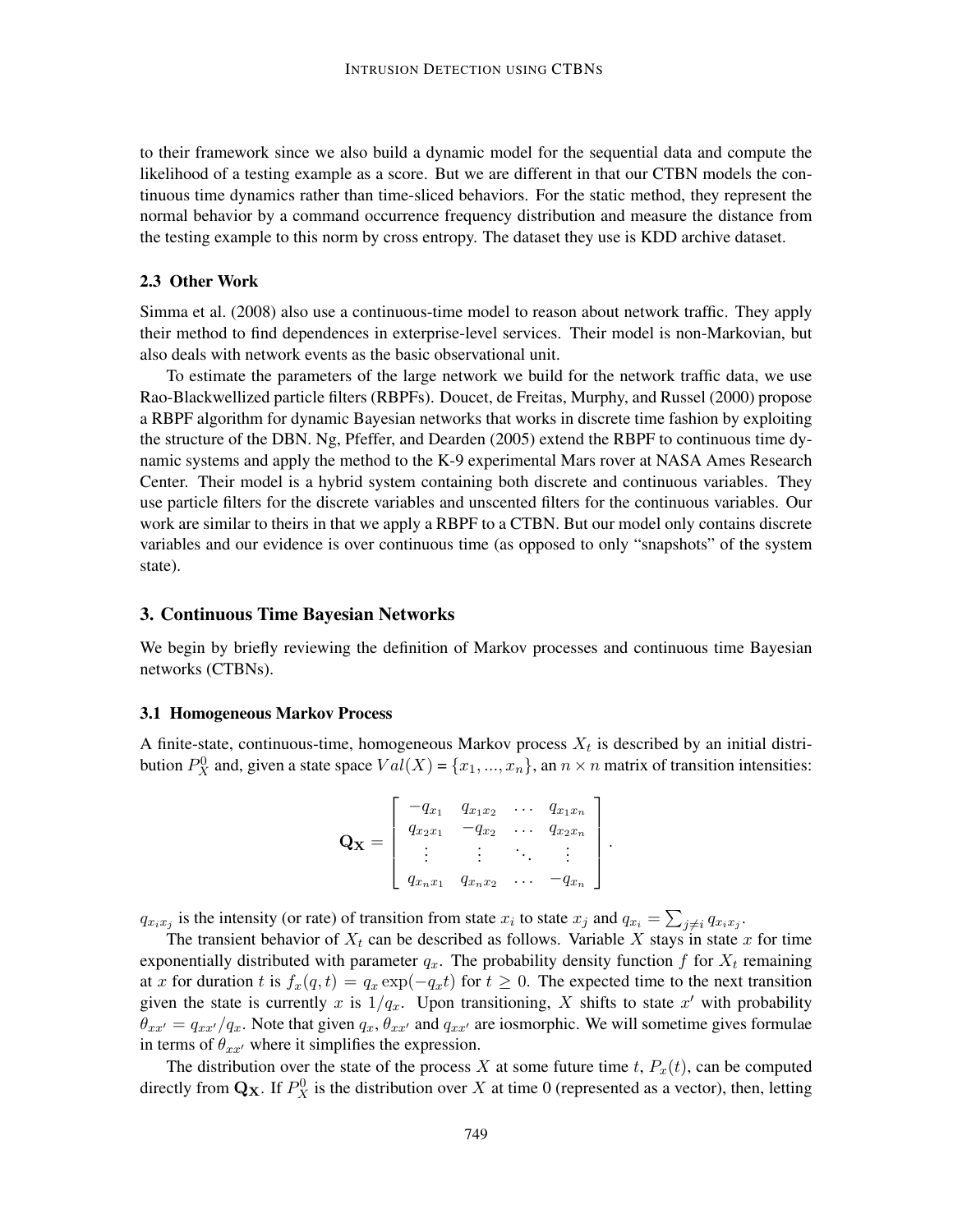to their framework since we also build a dynamic model for the sequential data and compute the likelihood of a testing example as a score. But we are different in that our CTBN models the continuous time dynamics rather than time-sliced behaviors. For the static method, they represent the normal behavior by a command occurrence frequency distribution and measure the distance from the testing example to this norm by cross entropy. The dataset they use is KDD archive dataset.

### 2.3 Other Work

Simma et al. (2008) also use a continuous-time model to reason about network traffic. They apply their method to find dependences in exterprise-level services. Their model is non-Markovian, but also deals with network events as the basic observational unit.

To estimate the parameters of the large network we build for the network traffic data, we use Rao-Blackwellized particle filters (RBPFs). Doucet, de Freitas, Murphy, and Russel (2000) propose a RBPF algorithm for dynamic Bayesian networks that works in discrete time fashion by exploiting the structure of the DBN. Ng, Pfeffer, and Dearden (2005) extend the RBPF to continuous time dynamic systems and apply the method to the K-9 experimental Mars rover at NASA Ames Research Center. Their model is a hybrid system containing both discrete and continuous variables. They use particle filters for the discrete variables and unscented filters for the continuous variables. Our work are similar to theirs in that we apply a RBPF to a CTBN. But our model only contains discrete variables and our evidence is over continuous time (as opposed to only "snapshots" of the system state).

## 3. Continuous Time Bayesian Networks

We begin by briefly reviewing the definition of Markov processes and continuous time Bayesian networks (CTBNs).

### 3.1 Homogeneous Markov Process

A finite-state, continuous-time, homogeneous Markov process $X_t$ is described by an initial distribution $P_X^0$ and, given a state space $Val(X) = \{x_1, ..., x_n\}$, an $n \times n$ matrix of transition intensities:

$$\mathbf{Q_X} = \begin{bmatrix} -q_{x_1} & q_{x_1 x_2} & \cdots & q_{x_1 x_n} \\ q_{x_2 x_1} & -q_{x_2} & \cdots & q_{x_2 x_n} \\ \vdots & \vdots & \ddots & \vdots \\ q_{x_n x_1} & q_{x_n x_2} & \cdots & -q_{x_n} \end{bmatrix}.$$

$q_{x_i x_j}$ is the intensity (or rate) of transition from state $x_i$ to state $x_j$ and $q_{x_i} = \sum_{j \neq i} q_{x_i x_j}$.

The transient behavior of $X_t$ can be described as follows. Variable $X$ stays in state $x$ for time exponentially distributed with parameter $q_x$. The probability density function $f$ for $X_t$ remaining at $x$ for duration $t$ is $f_x(q, t) = q_x \exp(-q_x t)$ for $t \geq 0$. The expected time to the next transition given the state is currently $x$ is $1/q_x$. Upon transitioning, $X$ shifts to state $x'$ with probability $\theta_{xx'} = q_{xx'}/q_x$. Note that given $q_x$, $\theta_{xx'}$ and $q_{xx'}$ are iosmorphic. We will sometime gives formulae in terms of $\theta_{xx'}$ where it simplifies the expression.

The distribution over the state of the process $X$ at some future time $t$, $P_x(t)$, can be computed directly from $\mathbf{Q_X}$. If $P_X^0$ is the distribution over $X$ at time 0 (represented as a vector), then, letting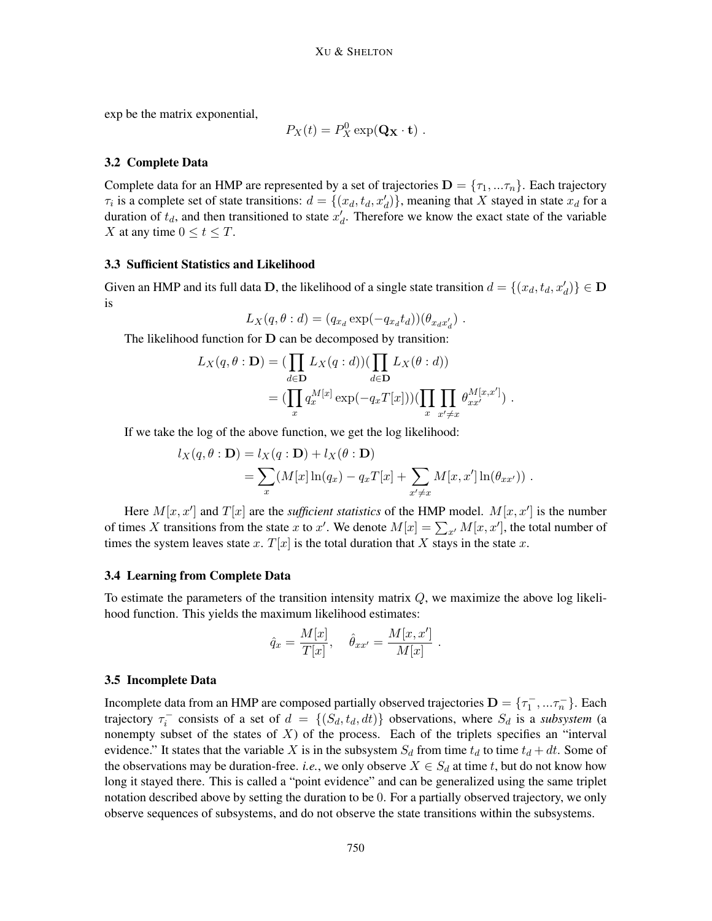exp be the matrix exponential,

$$P_X(t) = P_X^0 \exp(\mathbf{Q_X} \cdot \mathbf{t}) \ .$$

### 3.2 Complete Data

Complete data for an HMP are represented by a set of trajectories $\mathbf{D} = \{\tau_1, ...\tau_n\}$. Each trajectory $\tau_i$ is a complete set of state transitions: $d = \{(x_d, t_d, x'_d)\}$, meaning that $X$ stayed in state $x_d$ for a duration of $t_d$, and then transitioned to state $x'_d$. Therefore we know the exact state of the variable $X$ at any time $0 \leq t \leq T$.

### 3.3 Sufficient Statistics and Likelihood

Given an HMP and its full data $\mathbf{D}$, the likelihood of a single state transition $d = \{(x_d, t_d, x'_d)\} \in \mathbf{D}$ is

$$L_X(q, \theta : d) = (q_{x_d} \exp(-q_{x_d} t_d))(\theta_{x_d x'_d}) \ .$$

The likelihood function for $\mathbf{D}$ can be decomposed by transition:

$$\begin{aligned} L_X(q, \theta : \mathbf{D}) &= (\prod_{d \in \mathbf{D}} L_X(q : d))(\prod_{d \in \mathbf{D}} L_X(\theta : d)) \\ &= (\prod_x q_x^{M[x]} \exp(-q_x T[x]))(\prod_x \prod_{x' \neq x} \theta_{xx'}^{M[x,x']}) \ . \end{aligned}$$

If we take the log of the above function, we get the log likelihood:

$$\begin{aligned} l_X(q, \theta : \mathbf{D}) &= l_X(q : \mathbf{D}) + l_X(\theta : \mathbf{D}) \\ &= \sum_x (M[x] \ln(q_x) - q_x T[x] + \sum_{x' \neq x} M[x, x'] \ln(\theta_{xx'})) \ . \end{aligned}$$

Here $M[x, x']$ and $T[x]$ are the ***sufficient statistics*** of the HMP model. $M[x, x']$ is the number of times $X$ transitions from the state $x$ to $x'$. We denote $M[x] = \sum_{x'} M[x, x']$, the total number of times the system leaves state $x$. $T[x]$ is the total duration that $X$ stays in the state $x$.

### 3.4 Learning from Complete Data

To estimate the parameters of the transition intensity matrix $Q$, we maximize the above log likelihood function. This yields the maximum likelihood estimates:

$$\hat{q}_x = \frac{M[x]}{T[x]}, \quad \hat{\theta}_{xx'} = \frac{M[x, x']}{M[x]} \ .$$

### 3.5 Incomplete Data

Incomplete data from an HMP are composed partially observed trajectories $\mathbf{D} = \{\tau_1^-, ...\tau_n^-\}$. Each trajectory $\tau_i^-$ consists of a set of $d = \{(S_d, t_d, dt)\}$ observations, where $S_d$ is a *subsystem* (a nonempty subset of the states of $X$) of the process. Each of the triplets specifies an "interval evidence." It states that the variable $X$ is in the subsystem $S_d$ from time $t_d$ to time $t_d + dt$. Some of the observations may be duration-free. *i.e.*, we only observe $X \in S_d$ at time $t$, but do not know how long it stayed there. This is called a "point evidence" and can be generalized using the same triplet notation described above by setting the duration to be $0$. For a partially observed trajectory, we only observe sequences of subsystems, and do not observe the state transitions within the subsystems.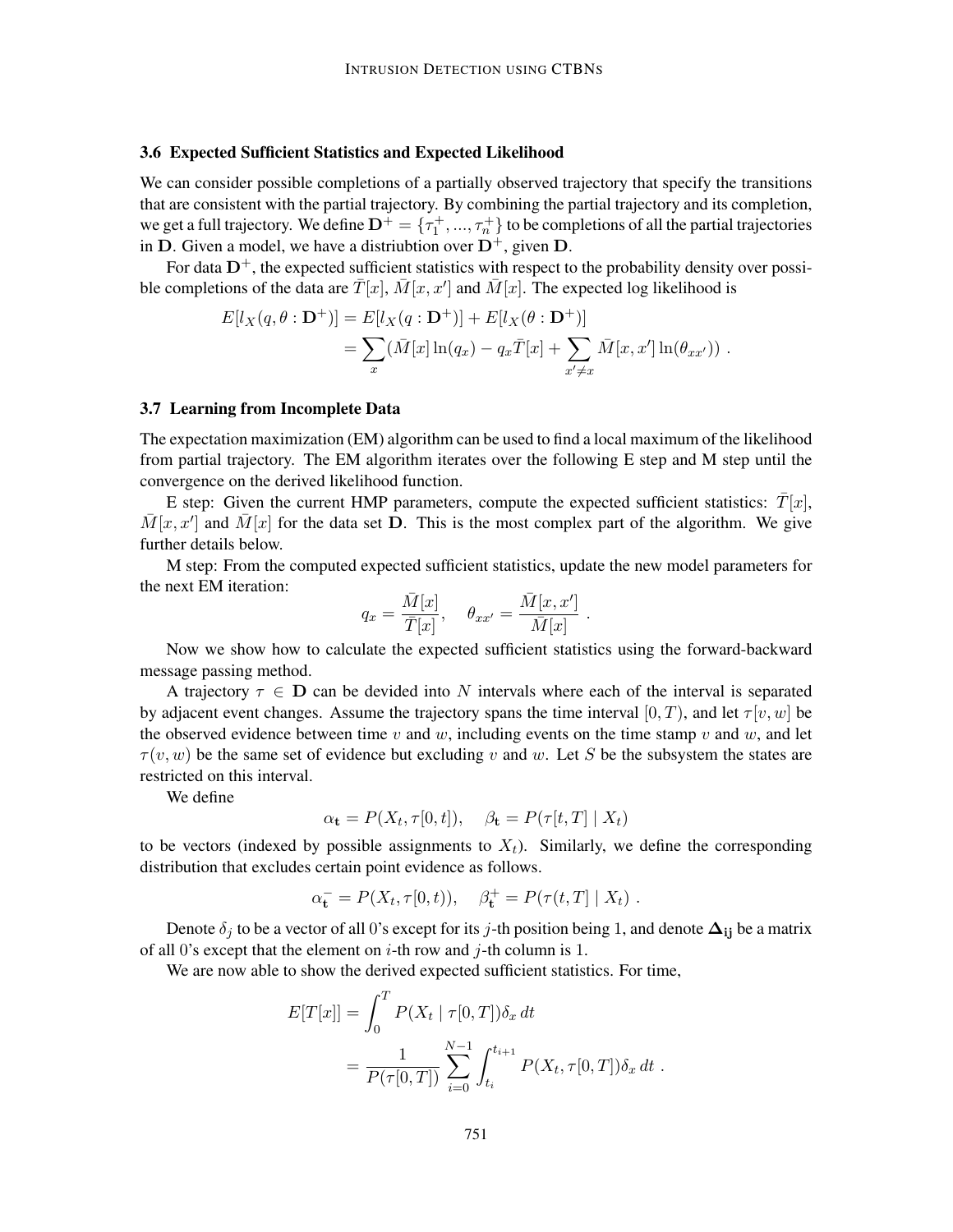### 3.6 Expected Sufficient Statistics and Expected Likelihood

We can consider possible completions of a partially observed trajectory that specify the transitions that are consistent with the partial trajectory. By combining the partial trajectory and its completion, we get a full trajectory. We define $\mathbf{D}^+ = \{\tau_1^+, ..., \tau_n^+\}$ to be completions of all the partial trajectories in $\mathbf{D}$. Given a model, we have a distriubtion over $\mathbf{D}^+$, given $\mathbf{D}$.

For data $\mathbf{D}^+$, the expected sufficient statistics with respect to the probability density over possible completions of the data are $\bar{T}[x]$, $\bar{M}[x, x']$ and $\bar{M}[x]$. The expected log likelihood is

$$
\begin{aligned}
E[l_X(q, \theta : \mathbf{D}^+)] &= E[l_X(q : \mathbf{D}^+)] + E[l_X(\theta : \mathbf{D}^+)] \\
&= \sum_x (\bar{M}[x] \ln(q_x) - q_x \bar{T}[x] + \sum_{x' \neq x} \bar{M}[x, x'] \ln(\theta_{xx'})) \ .
\end{aligned}
$$

### 3.7 Learning from Incomplete Data

The expectation maximization (EM) algorithm can be used to find a local maximum of the likelihood from partial trajectory. The EM algorithm iterates over the following E step and M step until the convergence on the derived likelihood function.

E step: Given the current HMP parameters, compute the expected sufficient statistics: $\bar{T}[x]$, $\bar{M}[x, x']$ and $\bar{M}[x]$ for the data set $\mathbf{D}$. This is the most complex part of the algorithm. We give further details below.

M step: From the computed expected sufficient statistics, update the new model parameters for the next EM iteration:

$$
q_x = \frac{\bar{M}[x]}{\bar{T}[x]}, \quad \theta_{xx'} = \frac{\bar{M}[x, x']}{\bar{M}[x]} \ .
$$

Now we show how to calculate the expected sufficient statistics using the forward-backward message passing method.

A trajectory $\tau \in \mathbf{D}$ can be devided into $N$ intervals where each of the interval is separated by adjacent event changes. Assume the trajectory spans the time interval $[0, T)$, and let $\tau[v, w]$ be the observed evidence between time $v$ and $w$, including events on the time stamp $v$ and $w$, and let $\tau(v, w)$ be the same set of evidence but excluding $v$ and $w$. Let $S$ be the subsystem the states are restricted on this interval.

We define

$$
\alpha_{\mathbf{t}} = P(X_t, \tau[0, t]), \quad \beta_{\mathbf{t}} = P(\tau[t, T] \mid X_t)
$$

to be vectors (indexed by possible assignments to $X_t$). Similarly, we define the corresponding distribution that excludes certain point evidence as follows.

$$
\alpha_{\mathbf{t}}^- = P(X_t, \tau[0, t)), \quad \beta_{\mathbf{t}}^+ = P(\tau(t, T] \mid X_t) \ .
$$

Denote $\delta_j$ to be a vector of all 0's except for its $j$-th position being 1, and denote $\mathbf{\Delta_{ij}}$ be a matrix of all 0's except that the element on $i$-th row and $j$-th column is 1.

We are now able to show the derived expected sufficient statistics. For time,

$$
\begin{aligned}
E[T[x]] &= \int_0^T P(X_t \mid \tau[0, T]) \delta_x \, dt \\
&= \frac{1}{P(\tau[0, T])} \sum_{i=0}^{N-1} \int_{t_i}^{t_{i+1}} P(X_t, \tau[0, T]) \delta_x \, dt \ .
\end{aligned}
$$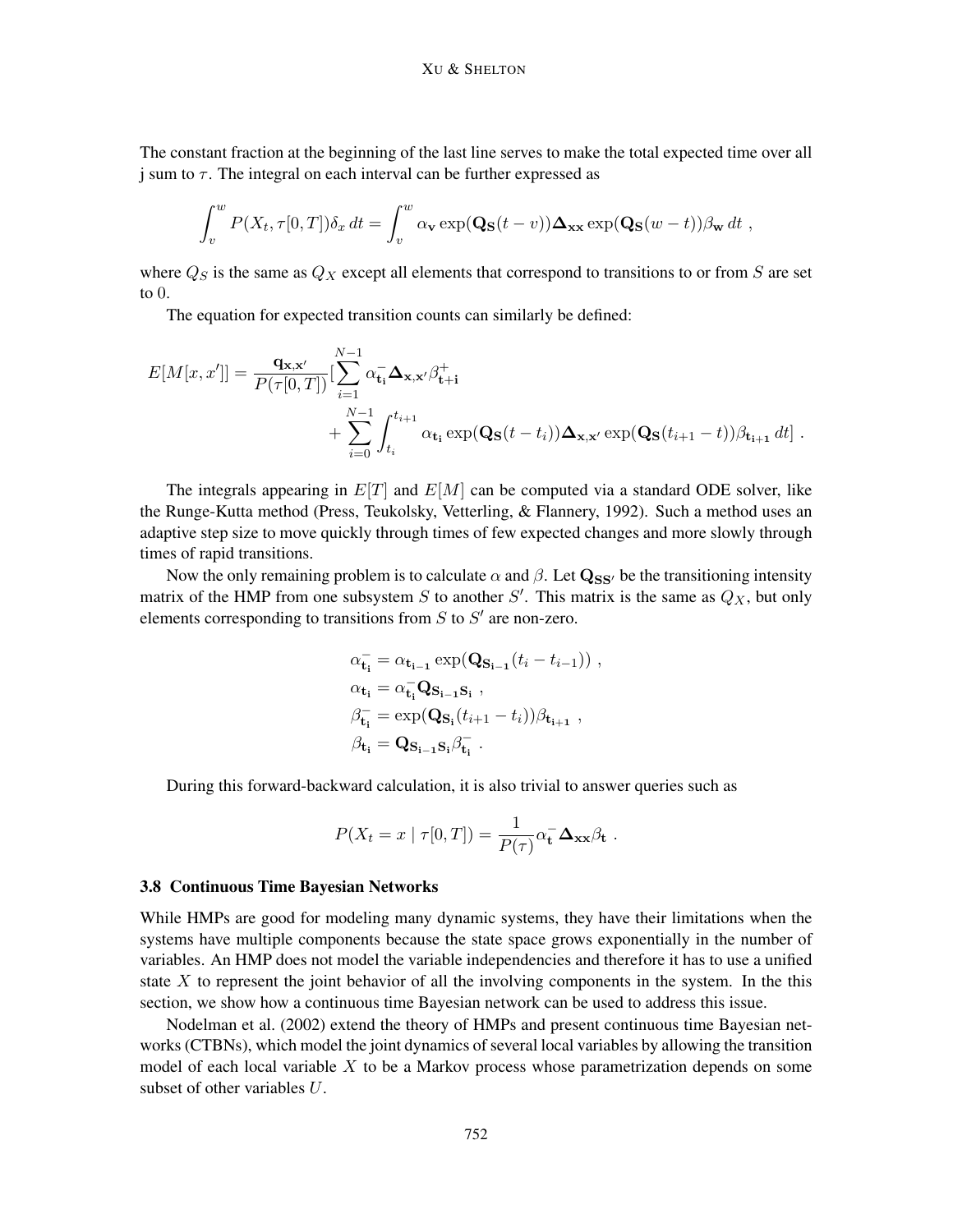The constant fraction at the beginning of the last line serves to make the total expected time over all j sum to $\tau$. The integral on each interval can be further expressed as

$$\int_v^w P(X_t, \tau[0,T])\delta_x \, dt = \int_v^w \alpha_{\mathbf{v}} \exp(\mathbf{Q_S}(t-v))\mathbf{\Delta_{xx}} \exp(\mathbf{Q_S}(w-t))\beta_{\mathbf{w}} \, dt \ ,$$

where $Q_S$ is the same as $Q_X$ except all elements that correspond to transitions to or from $S$ are set to 0.

The equation for expected transition counts can similarly be defined:

$$E[M[x,x']] = \frac{\mathbf{q_{x,x'}}}{P(\tau[0,T])}[\sum_{i=1}^{N-1} \alpha^-_{\mathbf{t_i}} \mathbf{\Delta_{x,x'}} \beta^+_{\mathbf{t+i}} + \sum_{i=0}^{N-1} \int_{t_i}^{t_{i+1}} \alpha_{\mathbf{t_i}} \exp(\mathbf{Q_S}(t-t_i))\mathbf{\Delta_{x,x'}} \exp(\mathbf{Q_S}(t_{i+1}-t))\beta_{\mathbf{t_{i+1}}} \, dt] \ .$$

The integrals appearing in $E[T]$ and $E[M]$ can be computed via a standard ODE solver, like the Runge-Kutta method (Press, Teukolsky, Vetterling, & Flannery, 1992). Such a method uses an adaptive step size to move quickly through times of few expected changes and more slowly through times of rapid transitions.

Now the only remaining problem is to calculate $\alpha$ and $\beta$. Let $\mathbf{Q_{SS'}}$ be the transitioning intensity matrix of the HMP from one subsystem $S$ to another $S'$. This matrix is the same as $Q_X$, but only elements corresponding to transitions from $S$ to $S'$ are non-zero.

$$\begin{aligned}
\alpha^-_{\mathbf{t_i}} &= \alpha_{\mathbf{t_{i-1}}} \exp(\mathbf{Q_{S_{i-1}}}(t_i - t_{i-1})) \ , \\
\alpha_{\mathbf{t_i}} &= \alpha^-_{\mathbf{t_i}} \mathbf{Q_{S_{i-1}S_i}} \ , \\
\beta^-_{\mathbf{t_i}} &= \exp(\mathbf{Q_{S_i}}(t_{i+1} - t_i))\beta_{\mathbf{t_{i+1}}} \ , \\
\beta_{\mathbf{t_i}} &= \mathbf{Q_{S_{i-1}S_i}} \beta^-_{\mathbf{t_i}} \ .
\end{aligned}$$

During this forward-backward calculation, it is also trivial to answer queries such as

$$P(X_t = x \mid \tau[0,T]) = \frac{1}{P(\tau)} \alpha^-_{\mathbf{t}} \mathbf{\Delta_{xx}} \beta_{\mathbf{t}} \ .$$

### 3.8 Continuous Time Bayesian Networks

While HMPs are good for modeling many dynamic systems, they have their limitations when the systems have multiple components because the state space grows exponentially in the number of variables. An HMP does not model the variable independencies and therefore it has to use a unified state $X$ to represent the joint behavior of all the involving components in the system. In the this section, we show how a continuous time Bayesian network can be used to address this issue.

Nodelman et al. (2002) extend the theory of HMPs and present continuous time Bayesian networks (CTBNs), which model the joint dynamics of several local variables by allowing the transition model of each local variable $X$ to be a Markov process whose parametrization depends on some subset of other variables $U$.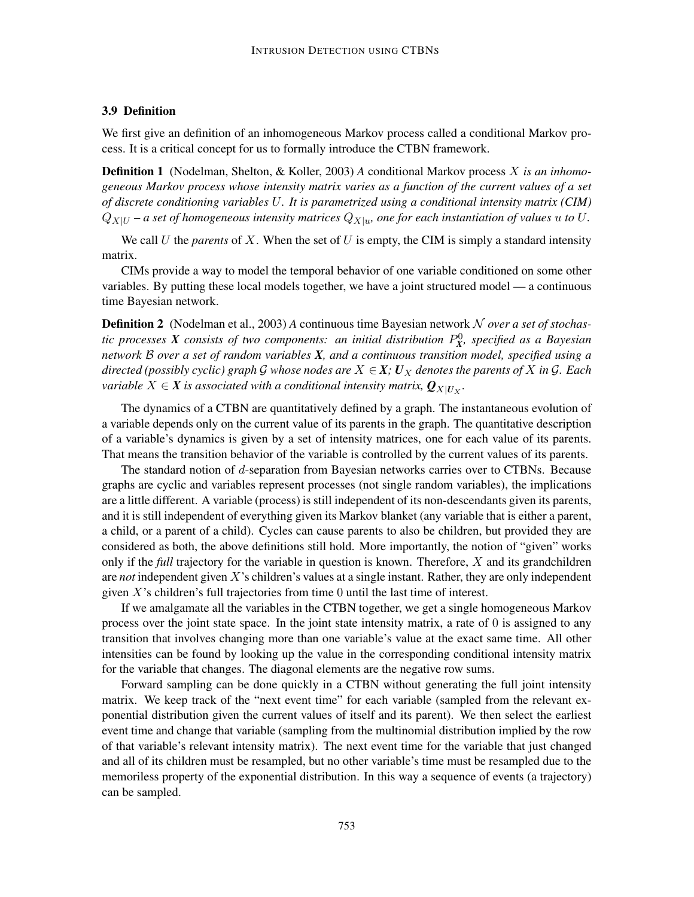### 3.9 Definition

We first give an definition of an inhomogeneous Markov process called a conditional Markov process. It is a critical concept for us to formally introduce the CTBN framework.

**Definition 1** (Nodelman, Shelton, & Koller, 2003) *A* conditional Markov process $X$ *is an inhomogeneous Markov process whose intensity matrix varies as a function of the current values of a set of discrete conditioning variables* $U$*. It is parametrized using a conditional intensity matrix (CIM)* $Q_{X|U}$ *– a set of homogeneous intensity matrices* $Q_{X|u}$*, one for each instantiation of values* $u$ *to* $U$*.*

We call $U$ the *parents* of $X$. When the set of $U$ is empty, the CIM is simply a standard intensity matrix.

CIMs provide a way to model the temporal behavior of one variable conditioned on some other variables. By putting these local models together, we have a joint structured model — a continuous time Bayesian network.

**Definition 2** (Nodelman et al., 2003) *A* continuous time Bayesian network $\mathcal{N}$ *over a set of stochastic processes* $\boldsymbol{X}$ *consists of two components: an initial distribution* $P^0_{\boldsymbol{X}}$*, specified as a Bayesian network* $\mathcal{B}$ *over a set of random variables* $\boldsymbol{X}$*, and a continuous transition model, specified using a directed (possibly cyclic) graph* $\mathcal{G}$ *whose nodes are* $X \in \boldsymbol{X}$*;* $\boldsymbol{U}_X$ *denotes the parents of* $X$ *in* $\mathcal{G}$*. Each variable* $X \in \boldsymbol{X}$ *is associated with a conditional intensity matrix,* $\boldsymbol{Q}_{X|\boldsymbol{U}_X}$*.*

The dynamics of a CTBN are quantitatively defined by a graph. The instantaneous evolution of a variable depends only on the current value of its parents in the graph. The quantitative description of a variable's dynamics is given by a set of intensity matrices, one for each value of its parents. That means the transition behavior of the variable is controlled by the current values of its parents.

The standard notion of $d$-separation from Bayesian networks carries over to CTBNs. Because graphs are cyclic and variables represent processes (not single random variables), the implications are a little different. A variable (process) is still independent of its non-descendants given its parents, and it is still independent of everything given its Markov blanket (any variable that is either a parent, a child, or a parent of a child). Cycles can cause parents to also be children, but provided they are considered as both, the above definitions still hold. More importantly, the notion of "given" works only if the *full* trajectory for the variable in question is known. Therefore, $X$ and its grandchildren are *not* independent given $X$'s children's values at a single instant. Rather, they are only independent given $X$'s children's full trajectories from time $0$ until the last time of interest.

If we amalgamate all the variables in the CTBN together, we get a single homogeneous Markov process over the joint state space. In the joint state intensity matrix, a rate of $0$ is assigned to any transition that involves changing more than one variable's value at the exact same time. All other intensities can be found by looking up the value in the corresponding conditional intensity matrix for the variable that changes. The diagonal elements are the negative row sums.

Forward sampling can be done quickly in a CTBN without generating the full joint intensity matrix. We keep track of the "next event time" for each variable (sampled from the relevant exponential distribution given the current values of itself and its parent). We then select the earliest event time and change that variable (sampling from the multinomial distribution implied by the row of that variable's relevant intensity matrix). The next event time for the variable that just changed and all of its children must be resampled, but no other variable's time must be resampled due to the memoriless property of the exponential distribution. In this way a sequence of events (a trajectory) can be sampled.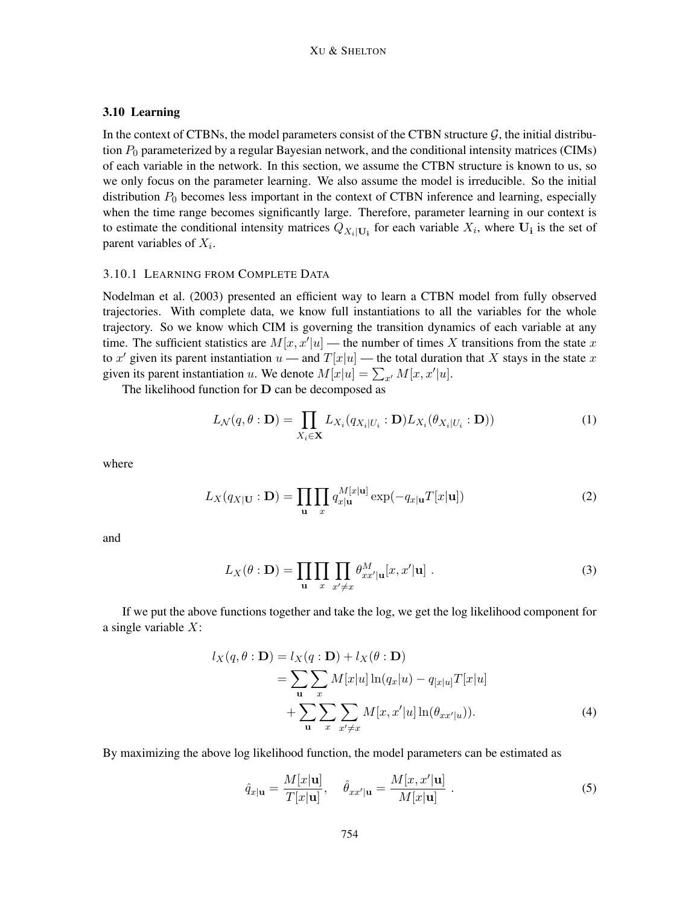### 3.10 Learning

In the context of CTBNs, the model parameters consist of the CTBN structure $\mathcal{G}$, the initial distribution $P_0$ parameterized by a regular Bayesian network, and the conditional intensity matrices (CIMs) of each variable in the network. In this section, we assume the CTBN structure is known to us, so we only focus on the parameter learning. We also assume the model is irreducible. So the initial distribution $P_0$ becomes less important in the context of CTBN inference and learning, especially when the time range becomes significantly large. Therefore, parameter learning in our context is to estimate the conditional intensity matrices $Q_{X_i|\mathbf{U_i}}$ for each variable $X_i$, where $\mathbf{U_i}$ is the set of parent variables of $X_i$.

#### 3.10.1 Learning from Complete Data

Nodelman et al. (2003) presented an efficient way to learn a CTBN model from fully observed trajectories. With complete data, we know full instantiations to all the variables for the whole trajectory. So we know which CIM is governing the transition dynamics of each variable at any time. The sufficient statistics are $M[x, x'|u]$ — the number of times $X$ transitions from the state $x$ to $x'$ given its parent instantiation $u$ — and $T[x|u]$ — the total duration that $X$ stays in the state $x$ given its parent instantiation $u$. We denote $M[x|u] = \sum_{x'} M[x, x'|u]$.

The likelihood function for $\mathbf{D}$ can be decomposed as

$$L_{\mathcal{N}}(q, \theta : \mathbf{D}) = \prod_{X_i \in \mathbf{X}} L_{X_i}(q_{X_i|U_i} : \mathbf{D}) L_{X_i}(\theta_{X_i|U_i} : \mathbf{D})) \tag{1}$$

where

$$L_X(q_{X|\mathbf{U}} : \mathbf{D}) = \prod_{\mathbf{u}} \prod_{x} q_{x|\mathbf{u}}^{M[x|\mathbf{u}]} \exp(-q_{x|\mathbf{u}} T[x|\mathbf{u}]) \tag{2}$$

and

$$L_X(\theta : \mathbf{D}) = \prod_{\mathbf{u}} \prod_{x} \prod_{x' \neq x} \theta_{xx'|\mathbf{u}}^{M}[x, x'|\mathbf{u}] \ . \tag{3}$$

If we put the above functions together and take the log, we get the log likelihood component for a single variable $X$:

$$\begin{aligned} l_X(q, \theta : \mathbf{D}) &= l_X(q : \mathbf{D}) + l_X(\theta : \mathbf{D}) \\ &= \sum_{\mathbf{u}} \sum_{x} M[x|u] \ln(q_x|u) - q_{[x|u]} T[x|u] \\ &\quad + \sum_{\mathbf{u}} \sum_{x} \sum_{x' \neq x} M[x, x'|u] \ln(\theta_{xx'|u})). \end{aligned} \tag{4}$$

By maximizing the above log likelihood function, the model parameters can be estimated as

$$\hat{q}_{x|\mathbf{u}} = \frac{M[x|\mathbf{u}]}{T[x|\mathbf{u}]}, \quad \hat{\theta}_{xx'|\mathbf{u}} = \frac{M[x, x'|\mathbf{u}]}{M[x|\mathbf{u}]} \ . \tag{5}$$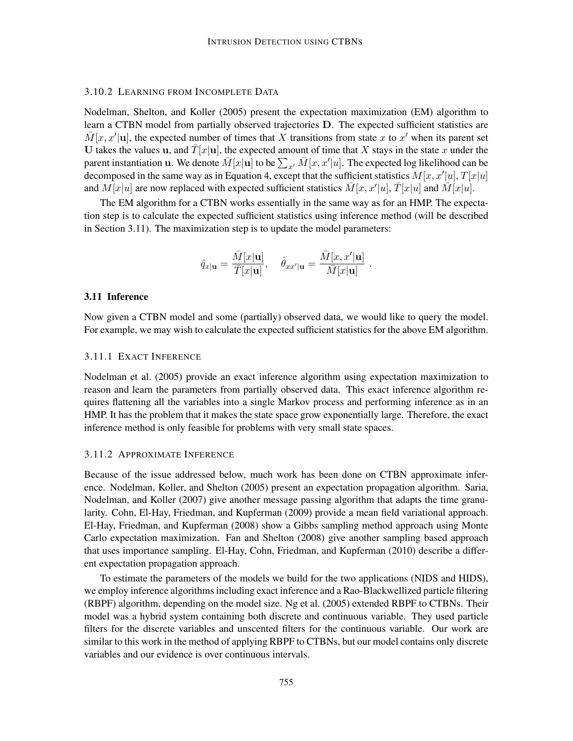### 3.10.2 Learning from Incomplete Data

Nodelman, Shelton, and Koller (2005) present the expectation maximization (EM) algorithm to learn a CTBN model from partially observed trajectories $\mathbf{D}$. The expected sufficient statistics are $\bar{M}[x, x'|\mathbf{u}]$, the expected number of times that $X$ transitions from state $x$ to $x'$ when its parent set $\mathbf{U}$ takes the values $\mathbf{u}$, and $\bar{T}[x|\mathbf{u}]$, the expected amount of time that $X$ stays in the state $x$ under the parent instantiation $\mathbf{u}$. We denote $\bar{M}[x|\mathbf{u}]$ to be $\sum_{x'} \bar{M}[x, x'|u]$. The expected log likelihood can be decomposed in the same way as in Equation 4, except that the sufficient statistics $M[x, x'|u]$, $T[x|u]$ and $M[x|u]$ are now replaced with expected sufficient statistics $\bar{M}[x, x'|u]$, $\bar{T}[x|u]$ and $\bar{M}[x|u]$.

The EM algorithm for a CTBN works essentially in the same way as for an HMP. The expectation step is to calculate the expected sufficient statistics using inference method (will be described in Section 3.11). The maximization step is to update the model parameters:

$$\hat{q}_{x|\mathbf{u}} = \frac{\bar{M}[x|\mathbf{u}]}{\bar{T}[x|\mathbf{u}]}, \quad \hat{\theta}_{xx'|\mathbf{u}} = \frac{\bar{M}[x, x'|\mathbf{u}]}{\bar{M}[x|\mathbf{u}]} \ .$$

## 3.11 Inference

Now given a CTBN model and some (partially) observed data, we would like to query the model. For example, we may wish to calculate the expected sufficient statistics for the above EM algorithm.

### 3.11.1 Exact Inference

Nodelman et al. (2005) provide an exact inference algorithm using expectation maximization to reason and learn the parameters from partially observed data. This exact inference algorithm requires flattening all the variables into a single Markov process and performing inference as in an HMP. It has the problem that it makes the state space grow exponentially large. Therefore, the exact inference method is only feasible for problems with very small state spaces.

### 3.11.2 Approximate Inference

Because of the issue addressed below, much work has been done on CTBN approximate inference. Nodelman, Koller, and Shelton (2005) present an expectation propagation algorithm. Saria, Nodelman, and Koller (2007) give another message passing algorithm that adapts the time granularity. Cohn, El-Hay, Friedman, and Kupferman (2009) provide a mean field variational approach. El-Hay, Friedman, and Kupferman (2008) show a Gibbs sampling method approach using Monte Carlo expectation maximization. Fan and Shelton (2008) give another sampling based approach that uses importance sampling. El-Hay, Cohn, Friedman, and Kupferman (2010) describe a different expectation propagation approach.

To estimate the parameters of the models we build for the two applications (NIDS and HIDS), we employ inference algorithms including exact inference and a Rao-Blackwellized particle filtering (RBPF) algorithm, depending on the model size. Ng et al. (2005) extended RBPF to CTBNs. Their model was a hybrid system containing both discrete and continuous variable. They used particle filters for the discrete variables and unscented filters for the continuous variable. Our work are similar to this work in the method of applying RBPF to CTBNs, but our model contains only discrete variables and our evidence is over continuous intervals.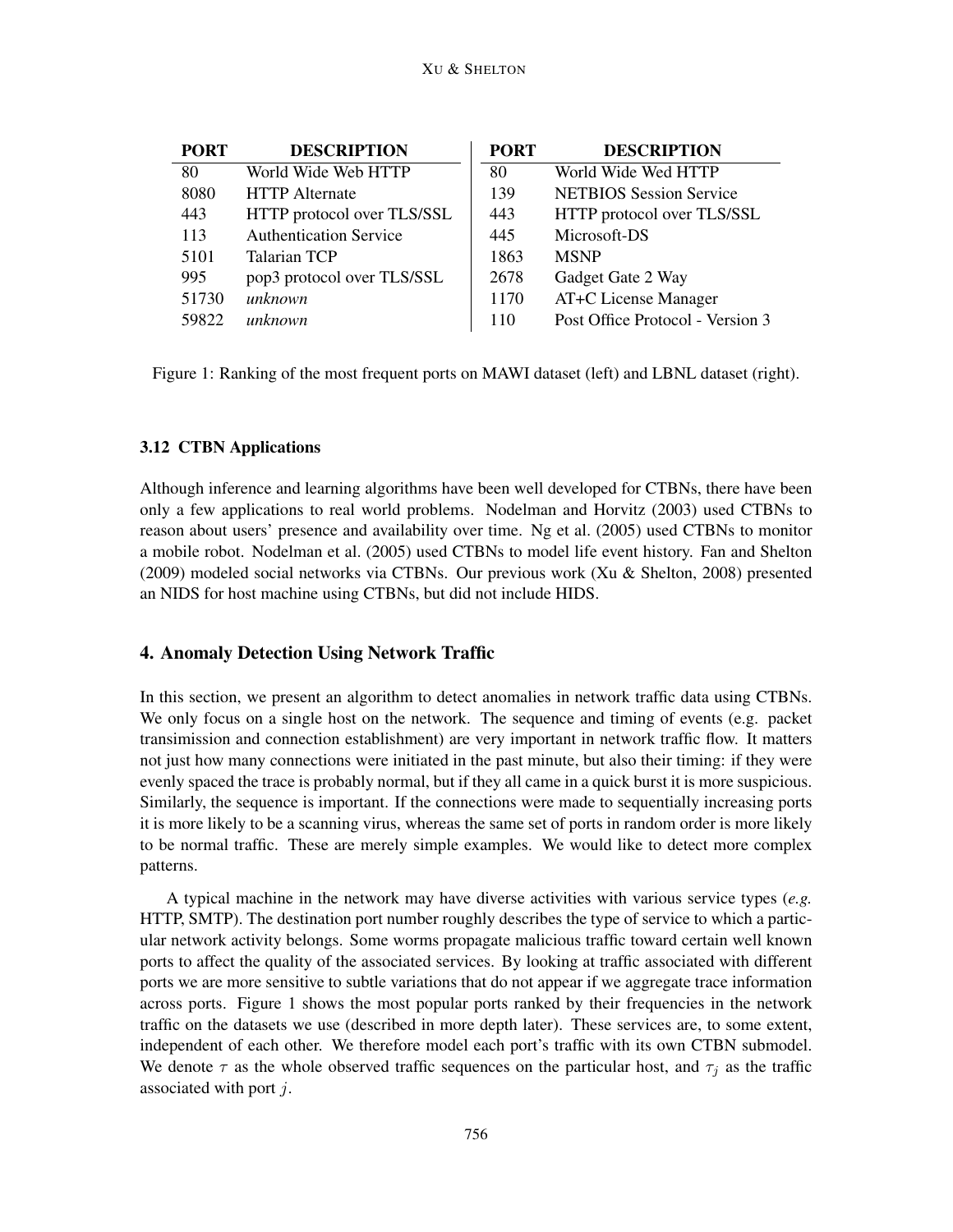| PORT | DESCRIPTION | PORT | DESCRIPTION |
|---|---|---|---|
| 80 | World Wide Web HTTP | 80 | World Wide Wed HTTP |
| 8080 | HTTP Alternate | 139 | NETBIOS Session Service |
| 443 | HTTP protocol over TLS/SSL | 443 | HTTP protocol over TLS/SSL |
| 113 | Authentication Service | 445 | Microsoft-DS |
| 5101 | Talarian TCP | 1863 | MSNP |
| 995 | pop3 protocol over TLS/SSL | 2678 | Gadget Gate 2 Way |
| 51730 | *unknown* | 1170 | AT+C License Manager |
| 59822 | *unknown* | 110 | Post Office Protocol - Version 3 |

Figure 1: Ranking of the most frequent ports on MAWI dataset (left) and LBNL dataset (right).

### 3.12 CTBN Applications

Although inference and learning algorithms have been well developed for CTBNs, there have been only a few applications to real world problems. Nodelman and Horvitz (2003) used CTBNs to reason about users' presence and availability over time. Ng et al. (2005) used CTBNs to monitor a mobile robot. Nodelman et al. (2005) used CTBNs to model life event history. Fan and Shelton (2009) modeled social networks via CTBNs. Our previous work (Xu & Shelton, 2008) presented an NIDS for host machine using CTBNs, but did not include HIDS.

## 4. Anomaly Detection Using Network Traffic

In this section, we present an algorithm to detect anomalies in network traffic data using CTBNs. We only focus on a single host on the network. The sequence and timing of events (e.g. packet transimission and connection establishment) are very important in network traffic flow. It matters not just how many connections were initiated in the past minute, but also their timing: if they were evenly spaced the trace is probably normal, but if they all came in a quick burst it is more suspicious. Similarly, the sequence is important. If the connections were made to sequentially increasing ports it is more likely to be a scanning virus, whereas the same set of ports in random order is more likely to be normal traffic. These are merely simple examples. We would like to detect more complex patterns.

A typical machine in the network may have diverse activities with various service types (*e.g.* HTTP, SMTP). The destination port number roughly describes the type of service to which a particular network activity belongs. Some worms propagate malicious traffic toward certain well known ports to affect the quality of the associated services. By looking at traffic associated with different ports we are more sensitive to subtle variations that do not appear if we aggregate trace information across ports. Figure 1 shows the most popular ports ranked by their frequencies in the network traffic on the datasets we use (described in more depth later). These services are, to some extent, independent of each other. We therefore model each port's traffic with its own CTBN submodel. We denote $\tau$ as the whole observed traffic sequences on the particular host, and $\tau_j$ as the traffic associated with port $j$.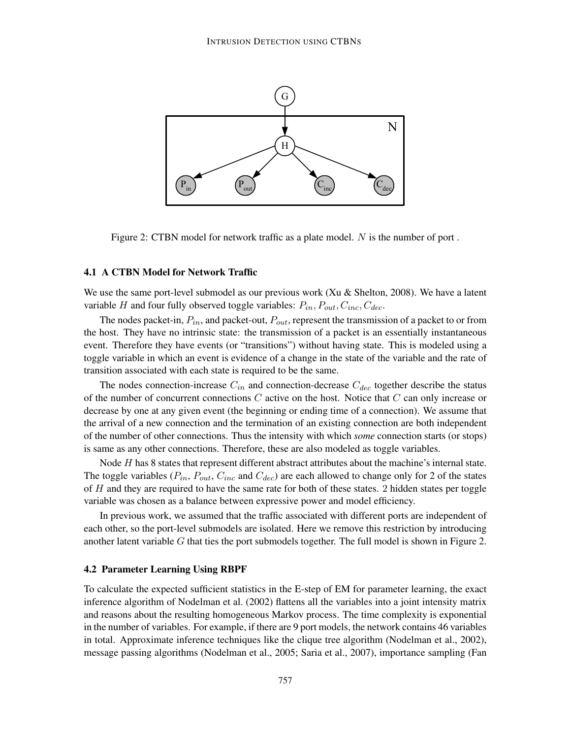Figure 2: CTBN model for network traffic as a plate model. $N$ is the number of port .

### 4.1 A CTBN Model for Network Traffic

We use the same port-level submodel as our previous work (Xu & Shelton, 2008). We have a latent variable $H$ and four fully observed toggle variables: $P_{in}, P_{out}, C_{inc}, C_{dec}$.

The nodes packet-in, $P_{in}$, and packet-out, $P_{out}$, represent the transmission of a packet to or from the host. They have no intrinsic state: the transmission of a packet is an essentially instantaneous event. Therefore they have events (or "transitions") without having state. This is modeled using a toggle variable in which an event is evidence of a change in the state of the variable and the rate of transition associated with each state is required to be the same.

The nodes connection-increase $C_{in}$ and connection-decrease $C_{dec}$ together describe the status of the number of concurrent connections $C$ active on the host. Notice that $C$ can only increase or decrease by one at any given event (the beginning or ending time of a connection). We assume that the arrival of a new connection and the termination of an existing connection are both independent of the number of other connections. Thus the intensity with which *some* connection starts (or stops) is same as any other connections. Therefore, these are also modeled as toggle variables.

Node $H$ has 8 states that represent different abstract attributes about the machine's internal state. The toggle variables ($P_{in}$, $P_{out}$, $C_{inc}$ and $C_{dec}$) are each allowed to change only for 2 of the states of $H$ and they are required to have the same rate for both of these states. 2 hidden states per toggle variable was chosen as a balance between expressive power and model efficiency.

In previous work, we assumed that the traffic associated with different ports are independent of each other, so the port-level submodels are isolated. Here we remove this restriction by introducing another latent variable $G$ that ties the port submodels together. The full model is shown in Figure 2.

### 4.2 Parameter Learning Using RBPF

To calculate the expected sufficient statistics in the E-step of EM for parameter learning, the exact inference algorithm of Nodelman et al. (2002) flattens all the variables into a joint intensity matrix and reasons about the resulting homogeneous Markov process. The time complexity is exponential in the number of variables. For example, if there are 9 port models, the network contains 46 variables in total. Approximate inference techniques like the clique tree algorithm (Nodelman et al., 2002), message passing algorithms (Nodelman et al., 2005; Saria et al., 2007), importance sampling (Fan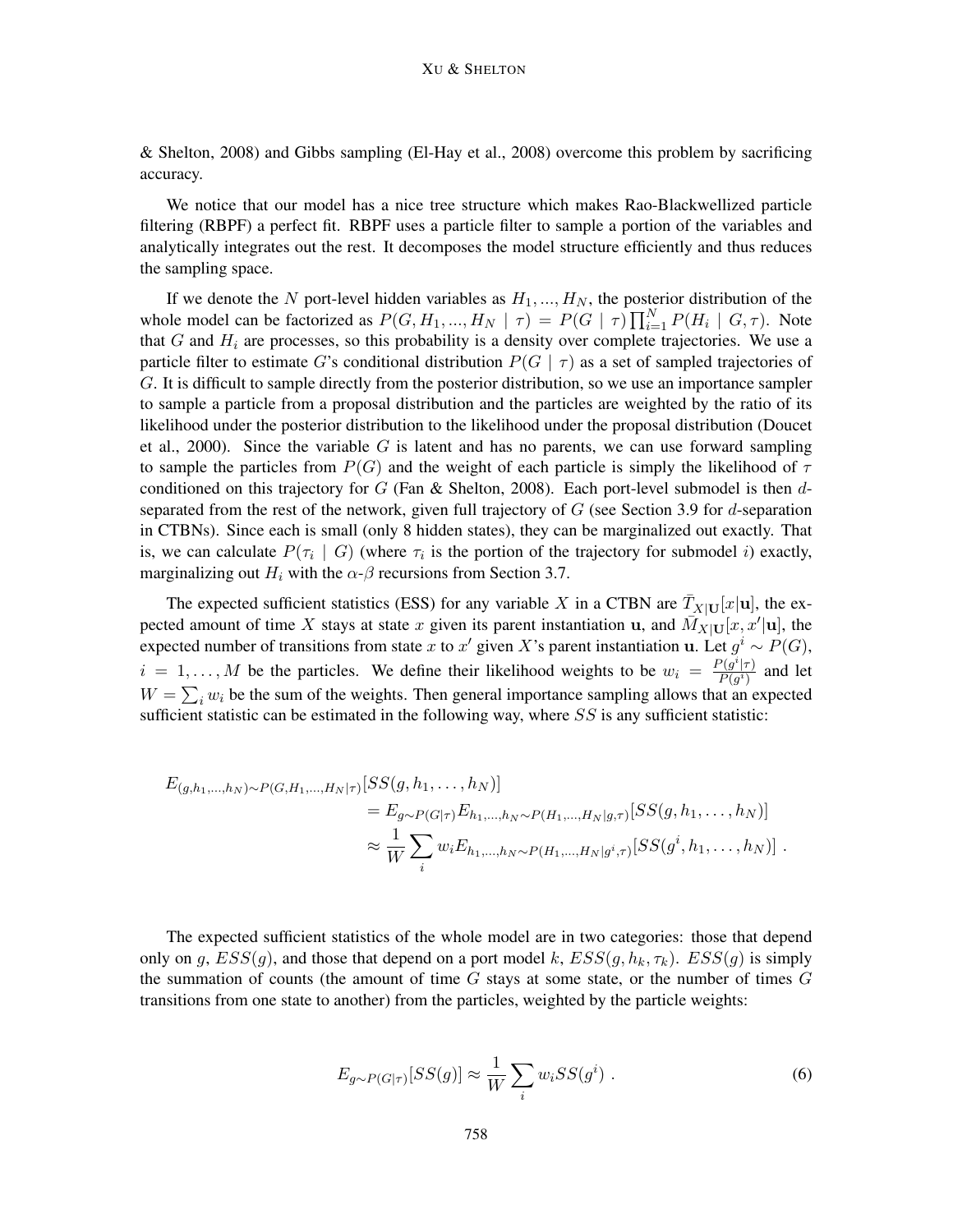& Shelton, 2008) and Gibbs sampling (El-Hay et al., 2008) overcome this problem by sacrificing accuracy.

We notice that our model has a nice tree structure which makes Rao-Blackwellized particle filtering (RBPF) a perfect fit. RBPF uses a particle filter to sample a portion of the variables and analytically integrates out the rest. It decomposes the model structure efficiently and thus reduces the sampling space.

If we denote the $N$ port-level hidden variables as $H_1, ..., H_N$, the posterior distribution of the whole model can be factorized as $P(G, H_1, ..., H_N \mid \tau) = P(G \mid \tau) \prod_{i=1}^{N} P(H_i \mid G, \tau)$. Note that $G$ and $H_i$ are processes, so this probability is a density over complete trajectories. We use a particle filter to estimate $G$'s conditional distribution $P(G \mid \tau)$ as a set of sampled trajectories of $G$. It is difficult to sample directly from the posterior distribution, so we use an importance sampler to sample a particle from a proposal distribution and the particles are weighted by the ratio of its likelihood under the posterior distribution to the likelihood under the proposal distribution (Doucet et al., 2000). Since the variable $G$ is latent and has no parents, we can use forward sampling to sample the particles from $P(G)$ and the weight of each particle is simply the likelihood of $\tau$ conditioned on this trajectory for $G$ (Fan & Shelton, 2008). Each port-level submodel is then $d$-separated from the rest of the network, given full trajectory of $G$ (see Section 3.9 for $d$-separation in CTBNs). Since each is small (only 8 hidden states), they can be marginalized out exactly. That is, we can calculate $P(\tau_i \mid G)$ (where $\tau_i$ is the portion of the trajectory for submodel $i$) exactly, marginalizing out $H_i$ with the $\alpha$-$\beta$ recursions from Section 3.7.

The expected sufficient statistics (ESS) for any variable $X$ in a CTBN are $\bar{T}_{X|\mathbf{U}}[x|\mathbf{u}]$, the expected amount of time $X$ stays at state $x$ given its parent instantiation $\mathbf{u}$, and $\bar{M}_{X|\mathbf{U}}[x, x'|\mathbf{u}]$, the expected number of transitions from state $x$ to $x'$ given $X$'s parent instantiation $\mathbf{u}$. Let $g^i \sim P(G)$, $i = 1, \dots, M$ be the particles. We define their likelihood weights to be $w_i = \frac{P(g^i|\tau)}{P(g^i)}$ and let $W = \sum_i w_i$ be the sum of the weights. Then general importance sampling allows that an expected sufficient statistic can be estimated in the following way, where $SS$ is any sufficient statistic:

$$
\begin{aligned}
E_{(g,h_1,\dots,h_N)\sim P(G,H_1,\dots,H_N|\tau)}&[SS(g, h_1, \dots, h_N)] \\
&= E_{g\sim P(G|\tau)} E_{h_1,\dots,h_N\sim P(H_1,\dots,H_N|g,\tau)}[SS(g, h_1, \dots, h_N)] \\
&\approx \frac{1}{W} \sum_i w_i E_{h_1,\dots,h_N\sim P(H_1,\dots,H_N|g^i,\tau)}[SS(g^i, h_1, \dots, h_N)] \ .
\end{aligned}
$$

The expected sufficient statistics of the whole model are in two categories: those that depend only on $g$, $ESS(g)$, and those that depend on a port model $k$, $ESS(g, h_k, \tau_k)$. $ESS(g)$ is simply the summation of counts (the amount of time $G$ stays at some state, or the number of times $G$ transitions from one state to another) from the particles, weighted by the particle weights:

$$
E_{g\sim P(G|\tau)}[SS(g)] \approx \frac{1}{W} \sum_i w_i SS(g^i) \ . \tag{6}
$$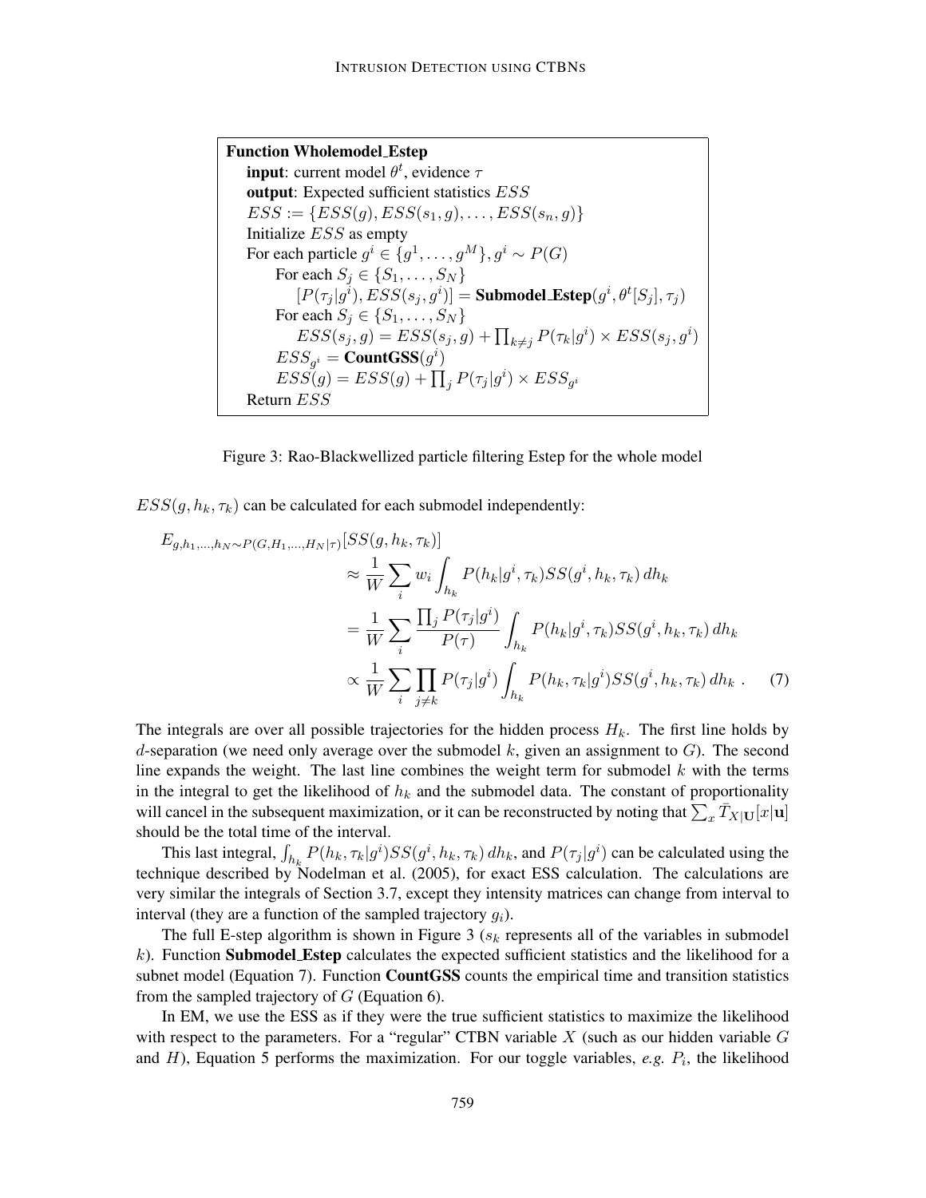```
Function Wholemodel_Estep
    input: current model θ^t, evidence τ
    output: Expected sufficient statistics ESS
    ESS := {ESS(g), ESS(s_1, g), ..., ESS(s_n, g)}
    Initialize ESS as empty
    For each particle g^i ∈ {g^1, ..., g^M}, g^i ~ P(G)
        For each S_j ∈ {S_1, ..., S_N}
            [P(τ_j|g^i), ESS(s_j, g^i)] = Submodel_Estep(g^i, θ^t[S_j], τ_j)
        For each S_j ∈ {S_1, ..., S_N}
            ESS(s_j, g) = ESS(s_j, g) + ∏_{k≠j} P(τ_k|g^i) × ESS(s_j, g^i)
        ESS_{g^i} = CountGSS(g^i)
        ESS(g) = ESS(g) + ∏_j P(τ_j|g^i) × ESS_{g^i}
    Return ESS
```

Figure 3: Rao-Blackwellized particle filtering Estep for the whole model

$ESS(g, h_k, \tau_k)$ can be calculated for each submodel independently:

$$
\begin{aligned}
E_{g,h_1,\ldots,h_N \sim P(G,H_1,\ldots,H_N|\tau)}&[SS(g, h_k, \tau_k)] \\
&\approx \frac{1}{W} \sum_i w_i \int_{h_k} P(h_k|g^i, \tau_k) SS(g^i, h_k, \tau_k)\, dh_k \\
&= \frac{1}{W} \sum_i \frac{\prod_j P(\tau_j|g^i)}{P(\tau)} \int_{h_k} P(h_k|g^i, \tau_k) SS(g^i, h_k, \tau_k)\, dh_k \\
&\propto \frac{1}{W} \sum_i \prod_{j \neq k} P(\tau_j|g^i) \int_{h_k} P(h_k, \tau_k|g^i) SS(g^i, h_k, \tau_k)\, dh_k \ . \qquad (7)
\end{aligned}
$$

The integrals are over all possible trajectories for the hidden process $H_k$. The first line holds by $d$-separation (we need only average over the submodel $k$, given an assignment to $G$). The second line expands the weight. The last line combines the weight term for submodel $k$ with the terms in the integral to get the likelihood of $h_k$ and the submodel data. The constant of proportionality will cancel in the subsequent maximization, or it can be reconstructed by noting that $\sum_x \bar{T}_{X|\mathbf{U}}[x|\mathbf{u}]$ should be the total time of the interval.

This last integral, $\int_{h_k} P(h_k, \tau_k|g^i) SS(g^i, h_k, \tau_k)\, dh_k$, and $P(\tau_j|g^i)$ can be calculated using the technique described by Nodelman et al. (2005), for exact ESS calculation. The calculations are very similar the integrals of Section 3.7, except they intensity matrices can change from interval to interval (they are a function of the sampled trajectory $g_i$).

The full E-step algorithm is shown in Figure 3 ($s_k$ represents all of the variables in submodel $k$). Function **Submodel_Estep** calculates the expected sufficient statistics and the likelihood for a subnet model (Equation 7). Function **CountGSS** counts the empirical time and transition statistics from the sampled trajectory of $G$ (Equation 6).

In EM, we use the ESS as if they were the true sufficient statistics to maximize the likelihood with respect to the parameters. For a "regular" CTBN variable $X$ (such as our hidden variable $G$ and $H$), Equation 5 performs the maximization. For our toggle variables, *e.g.* $P_i$, the likelihood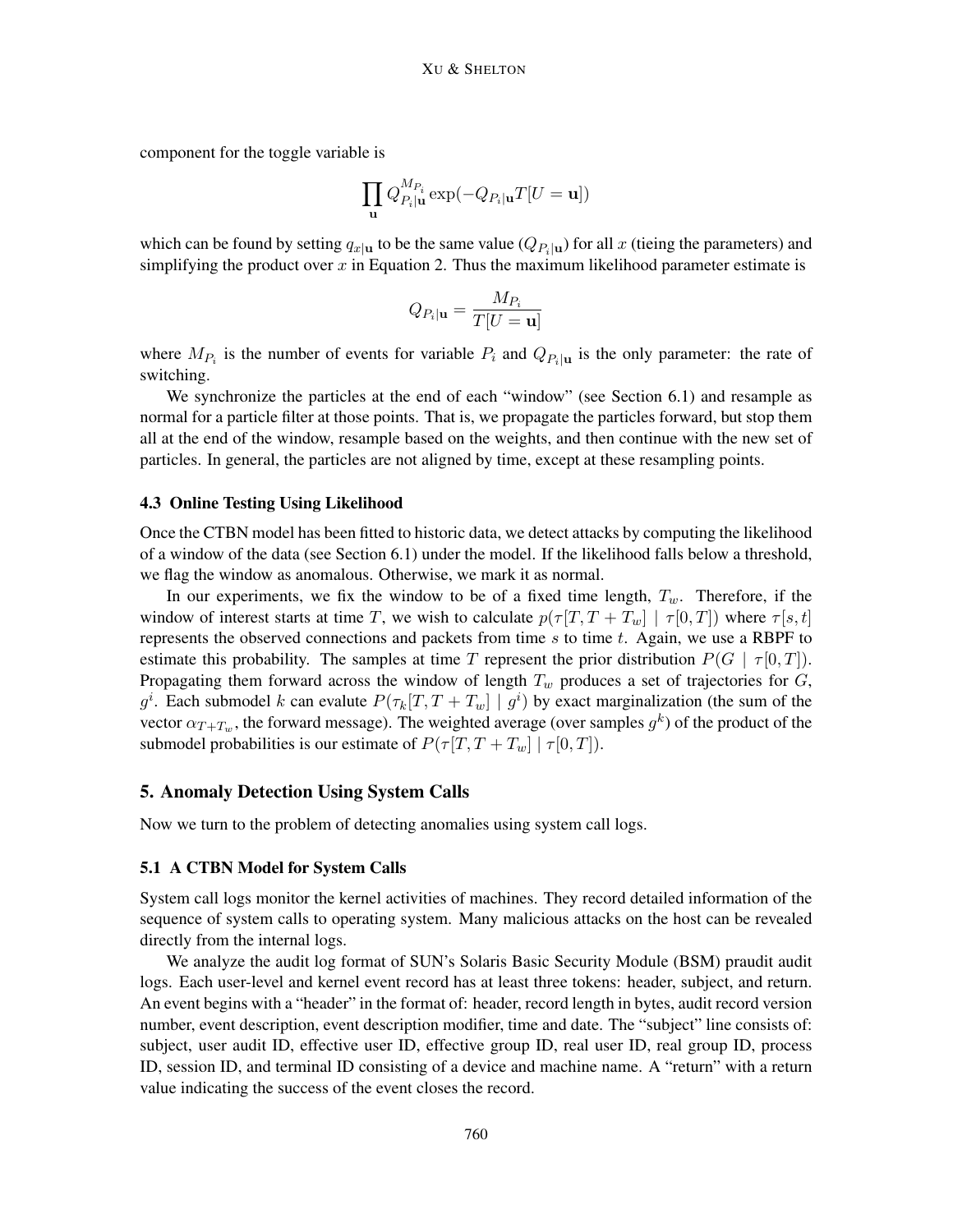component for the toggle variable is

$$\prod_{\mathbf{u}} Q_{P_i|\mathbf{u}}^{M_{P_i}} \exp(-Q_{P_i|\mathbf{u}} T[U = \mathbf{u}])$$

which can be found by setting $q_{x|\mathbf{u}}$ to be the same value ($Q_{P_i|\mathbf{u}}$) for all $x$ (tieing the parameters) and simplifying the product over $x$ in Equation 2. Thus the maximum likelihood parameter estimate is

$$Q_{P_i|\mathbf{u}} = \frac{M_{P_i}}{T[U = \mathbf{u}]}$$

where $M_{P_i}$ is the number of events for variable $P_i$ and $Q_{P_i|\mathbf{u}}$ is the only parameter: the rate of switching.

We synchronize the particles at the end of each "window" (see Section 6.1) and resample as normal for a particle filter at those points. That is, we propagate the particles forward, but stop them all at the end of the window, resample based on the weights, and then continue with the new set of particles. In general, the particles are not aligned by time, except at these resampling points.

### 4.3 Online Testing Using Likelihood

Once the CTBN model has been fitted to historic data, we detect attacks by computing the likelihood of a window of the data (see Section 6.1) under the model. If the likelihood falls below a threshold, we flag the window as anomalous. Otherwise, we mark it as normal.

In our experiments, we fix the window to be of a fixed time length, $T_w$. Therefore, if the window of interest starts at time $T$, we wish to calculate $p(\tau[T, T + T_w] \mid \tau[0, T])$ where $\tau[s, t]$ represents the observed connections and packets from time $s$ to time $t$. Again, we use a RBPF to estimate this probability. The samples at time $T$ represent the prior distribution $P(G \mid \tau[0, T])$. Propagating them forward across the window of length $T_w$ produces a set of trajectories for $G$, $g^i$. Each submodel $k$ can evalute $P(\tau_k[T, T + T_w] \mid g^i)$ by exact marginalization (the sum of the vector $\alpha_{T+T_w}$, the forward message). The weighted average (over samples $g^k$) of the product of the submodel probabilities is our estimate of $P(\tau[T, T + T_w] \mid \tau[0, T])$.

## 5. Anomaly Detection Using System Calls

Now we turn to the problem of detecting anomalies using system call logs.

### 5.1 A CTBN Model for System Calls

System call logs monitor the kernel activities of machines. They record detailed information of the sequence of system calls to operating system. Many malicious attacks on the host can be revealed directly from the internal logs.

We analyze the audit log format of SUN's Solaris Basic Security Module (BSM) praudit audit logs. Each user-level and kernel event record has at least three tokens: header, subject, and return. An event begins with a "header" in the format of: header, record length in bytes, audit record version number, event description, event description modifier, time and date. The "subject" line consists of: subject, user audit ID, effective user ID, effective group ID, real user ID, real group ID, process ID, session ID, and terminal ID consisting of a device and machine name. A "return" with a return value indicating the success of the event closes the record.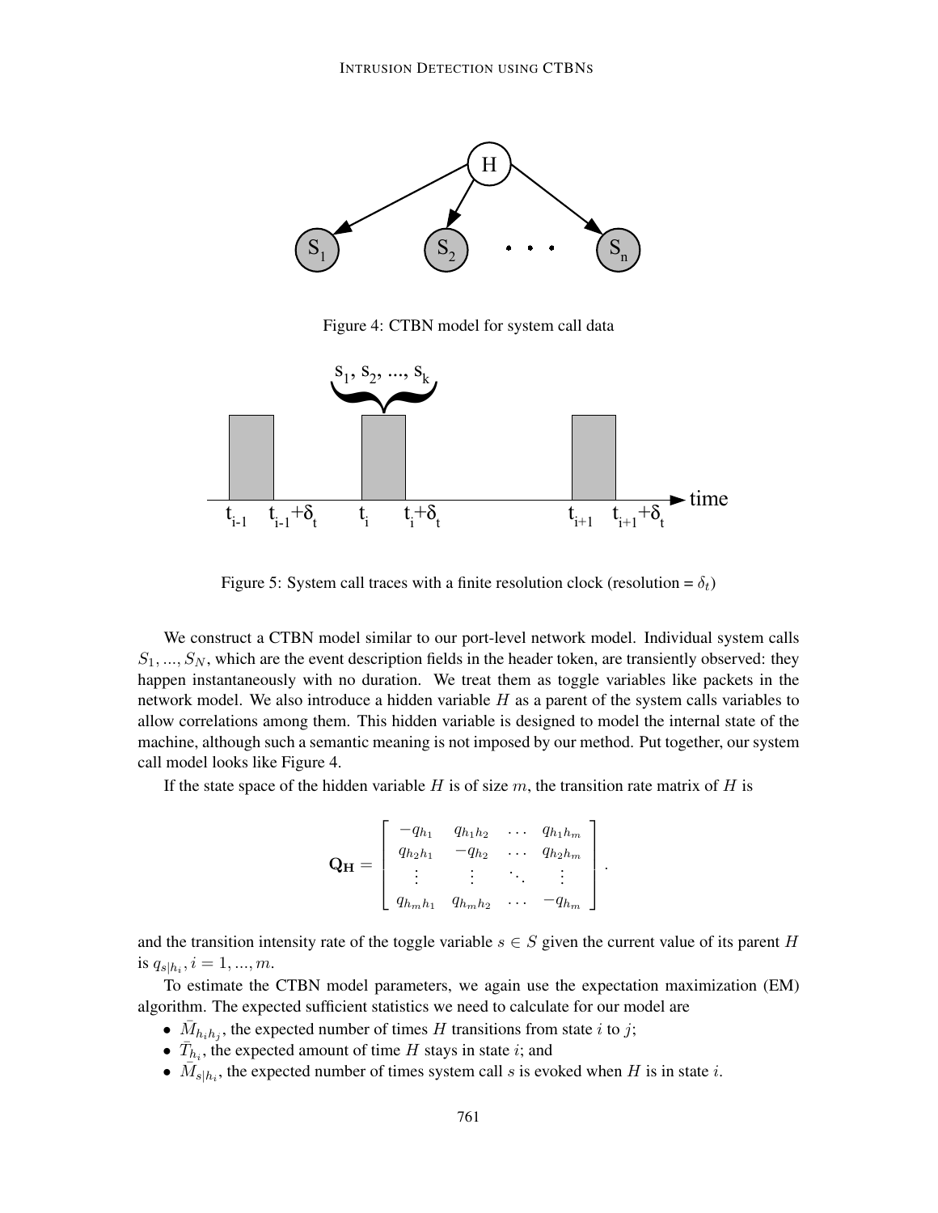Figure 4: CTBN model for system call data

Figure 5: System call traces with a finite resolution clock (resolution = $\delta_t$)

We construct a CTBN model similar to our port-level network model. Individual system calls $S_1, ..., S_N$, which are the event description fields in the header token, are transiently observed: they happen instantaneously with no duration. We treat them as toggle variables like packets in the network model. We also introduce a hidden variable $H$ as a parent of the system calls variables to allow correlations among them. This hidden variable is designed to model the internal state of the machine, although such a semantic meaning is not imposed by our method. Put together, our system call model looks like Figure 4.

If the state space of the hidden variable $H$ is of size $m$, the transition rate matrix of $H$ is

$$\mathbf{Q_H} = \begin{bmatrix} -q_{h_1} & q_{h_1 h_2} & \cdots & q_{h_1 h_m} \\ q_{h_2 h_1} & -q_{h_2} & \cdots & q_{h_2 h_m} \\ \vdots & \vdots & \ddots & \vdots \\ q_{h_m h_1} & q_{h_m h_2} & \cdots & -q_{h_m} \end{bmatrix}.$$

and the transition intensity rate of the toggle variable $s \in S$ given the current value of its parent $H$ is $q_{s|h_i}, i = 1, ..., m$.

To estimate the CTBN model parameters, we again use the expectation maximization (EM) algorithm. The expected sufficient statistics we need to calculate for our model are

- $\bar{M}_{h_i h_j}$, the expected number of times $H$ transitions from state $i$ to $j$;
- $\bar{T}_{h_i}$, the expected amount of time $H$ stays in state $i$; and
- $\bar{M}_{s|h_i}$, the expected number of times system call $s$ is evoked when $H$ is in state $i$.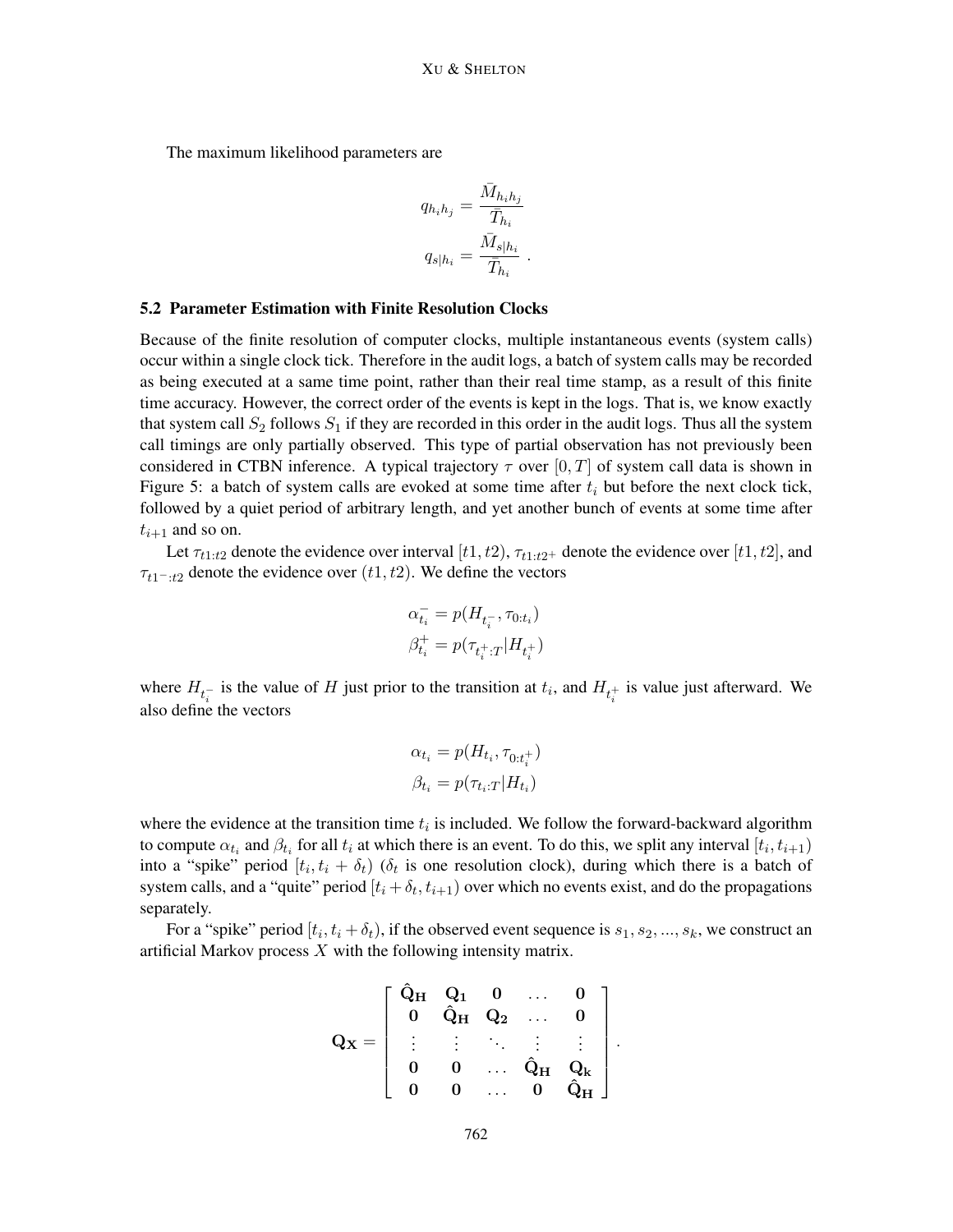The maximum likelihood parameters are

$$
q_{h_i h_j} = \frac{\bar{M}_{h_i h_j}}{\bar{T}_{h_i}}
$$

$$
q_{s|h_i} = \frac{\bar{M}_{s|h_i}}{\bar{T}_{h_i}} \ .
$$

### 5.2 Parameter Estimation with Finite Resolution Clocks

Because of the finite resolution of computer clocks, multiple instantaneous events (system calls) occur within a single clock tick. Therefore in the audit logs, a batch of system calls may be recorded as being executed at a same time point, rather than their real time stamp, as a result of this finite time accuracy. However, the correct order of the events is kept in the logs. That is, we know exactly that system call $S_2$ follows $S_1$ if they are recorded in this order in the audit logs. Thus all the system call timings are only partially observed. This type of partial observation has not previously been considered in CTBN inference. A typical trajectory $\tau$ over $[0, T]$ of system call data is shown in Figure 5: a batch of system calls are evoked at some time after $t_i$ but before the next clock tick, followed by a quiet period of arbitrary length, and yet another bunch of events at some time after $t_{i+1}$ and so on.

Let $\tau_{t1:t2}$ denote the evidence over interval $[t1, t2)$, $\tau_{t1:t2^+}$ denote the evidence over $[t1, t2]$, and $\tau_{t1^-:t2}$ denote the evidence over $(t1, t2)$. We define the vectors

$$
\alpha_{t_i}^{-} = p(H_{t_i^-}, \tau_{0:t_i})
$$

$$
\beta_{t_i}^{+} = p(\tau_{t_i^+:T} | H_{t_i^+})
$$

where $H_{t_i^-}$ is the value of $H$ just prior to the transition at $t_i$, and $H_{t_i^+}$ is value just afterward. We also define the vectors

$$
\alpha_{t_i} = p(H_{t_i}, \tau_{0:t_i^+})
$$

$$
\beta_{t_i} = p(\tau_{t_i:T} | H_{t_i})
$$

where the evidence at the transition time $t_i$ is included. We follow the forward-backward algorithm to compute $\alpha_{t_i}$ and $\beta_{t_i}$ for all $t_i$ at which there is an event. To do this, we split any interval $[t_i, t_{i+1})$ into a "spike" period $[t_i, t_i + \delta_t)$ ($\delta_t$ is one resolution clock), during which there is a batch of system calls, and a "quite" period $[t_i + \delta_t, t_{i+1})$ over which no events exist, and do the propagations separately.

For a "spike" period $[t_i, t_i + \delta_t)$, if the observed event sequence is $s_1, s_2, ..., s_k$, we construct an artificial Markov process $X$ with the following intensity matrix.

$$
\mathbf{Q_X} = \begin{bmatrix}
\mathbf{\hat{Q}_H} & \mathbf{Q_1} & \mathbf{0} & \dots & \mathbf{0} \\
\mathbf{0} & \mathbf{\hat{Q}_H} & \mathbf{Q_2} & \dots & \mathbf{0} \\
\vdots & \vdots & \ddots & \vdots & \vdots \\
\mathbf{0} & \mathbf{0} & \dots & \mathbf{\hat{Q}_H} & \mathbf{Q_k} \\
\mathbf{0} & \mathbf{0} & \dots & \mathbf{0} & \mathbf{\hat{Q}_H}
\end{bmatrix} .
$$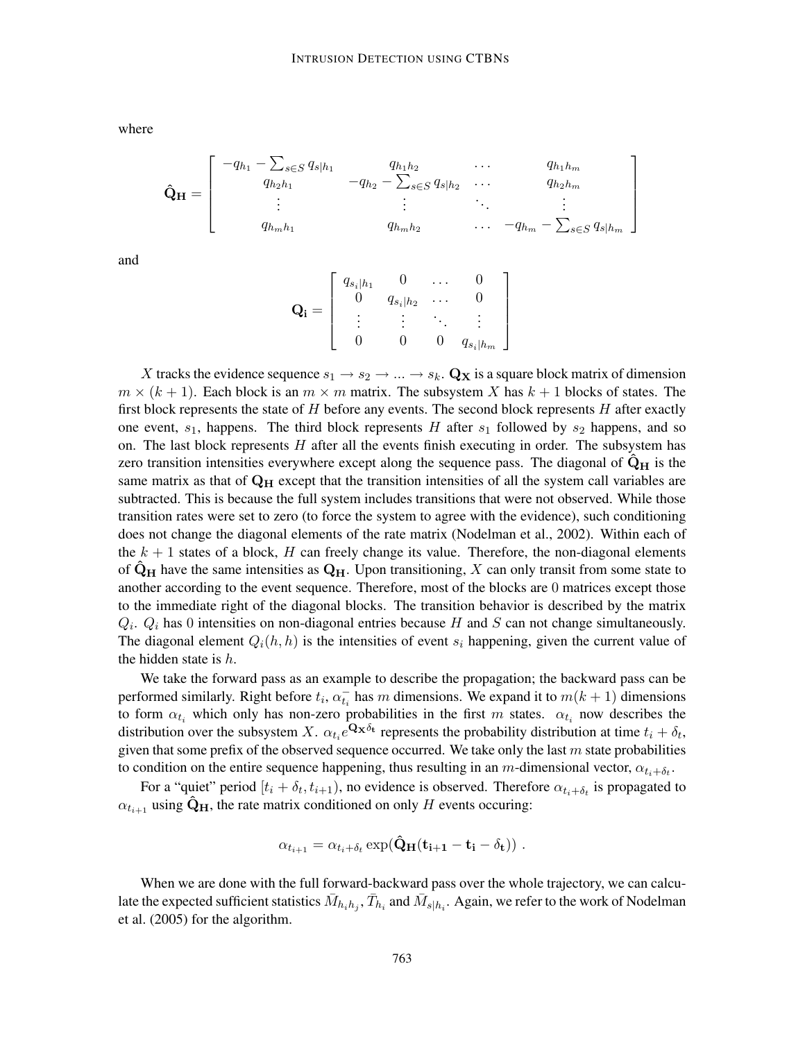where

$$
\hat{\mathbf{Q}}_{\mathbf{H}} = \begin{bmatrix} -q_{h_1} - \sum_{s \in S} q_{s|h_1} & q_{h_1 h_2} & \cdots & q_{h_1 h_m} \\ q_{h_2 h_1} & -q_{h_2} - \sum_{s \in S} q_{s|h_2} & \cdots & q_{h_2 h_m} \\ \vdots & \vdots & \ddots & \vdots \\ q_{h_m h_1} & q_{h_m h_2} & \cdots & -q_{h_m} - \sum_{s \in S} q_{s|h_m} \end{bmatrix}
$$

and

$$
\mathbf{Q_i} = \begin{bmatrix} q_{s_i|h_1} & 0 & \cdots & 0 \\ 0 & q_{s_i|h_2} & \cdots & 0 \\ \vdots & \vdots & \ddots & \vdots \\ 0 & 0 & 0 & q_{s_i|h_m} \end{bmatrix}
$$

$X$ tracks the evidence sequence $s_1 \to s_2 \to ... \to s_k$. $\mathbf{Q_X}$ is a square block matrix of dimension $m \times (k+1)$. Each block is an $m \times m$ matrix. The subsystem $X$ has $k+1$ blocks of states. The first block represents the state of $H$ before any events. The second block represents $H$ after exactly one event, $s_1$, happens. The third block represents $H$ after $s_1$ followed by $s_2$ happens, and so on. The last block represents $H$ after all the events finish executing in order. The subsystem has zero transition intensities everywhere except along the sequence pass. The diagonal of $\hat{\mathbf{Q}}_{\mathbf{H}}$ is the same matrix as that of $\mathbf{Q_H}$ except that the transition intensities of all the system call variables are subtracted. This is because the full system includes transitions that were not observed. While those transition rates were set to zero (to force the system to agree with the evidence), such conditioning does not change the diagonal elements of the rate matrix (Nodelman et al., 2002). Within each of the $k+1$ states of a block, $H$ can freely change its value. Therefore, the non-diagonal elements of $\hat{\mathbf{Q}}_{\mathbf{H}}$ have the same intensities as $\mathbf{Q_H}$. Upon transitioning, $X$ can only transit from some state to another according to the event sequence. Therefore, most of the blocks are 0 matrices except those to the immediate right of the diagonal blocks. The transition behavior is described by the matrix $Q_i$. $Q_i$ has 0 intensities on non-diagonal entries because $H$ and $S$ can not change simultaneously. The diagonal element $Q_i(h,h)$ is the intensities of event $s_i$ happening, given the current value of the hidden state is $h$.

We take the forward pass as an example to describe the propagation; the backward pass can be performed similarly. Right before $t_i$, $\alpha_{t_i}^-$ has $m$ dimensions. We expand it to $m(k+1)$ dimensions to form $\alpha_{t_i}$ which only has non-zero probabilities in the first $m$ states. $\alpha_{t_i}$ now describes the distribution over the subsystem $X$. $\alpha_{t_i} e^{\mathbf{Q_X} \delta_\mathbf{t}}$ represents the probability distribution at time $t_i + \delta_t$, given that some prefix of the observed sequence occurred. We take only the last $m$ state probabilities to condition on the entire sequence happening, thus resulting in an $m$-dimensional vector, $\alpha_{t_i+\delta_t}$.

For a "quiet" period $[t_i + \delta_t, t_{i+1})$, no evidence is observed. Therefore $\alpha_{t_i+\delta_t}$ is propagated to $\alpha_{t_{i+1}}$ using $\hat{\mathbf{Q}}_{\mathbf{H}}$, the rate matrix conditioned on only $H$ events occuring:

$$
\alpha_{t_{i+1}} = \alpha_{t_i+\delta_t} \exp(\hat{\mathbf{Q}}_{\mathbf{H}}(\mathbf{t_{i+1}} - \mathbf{t_i} - \delta_\mathbf{t})) \ .
$$

When we are done with the full forward-backward pass over the whole trajectory, we can calculate the expected sufficient statistics $\bar{M}_{h_i h_j}$, $\bar{T}_{h_i}$ and $\bar{M}_{s|h_i}$. Again, we refer to the work of Nodelman et al. (2005) for the algorithm.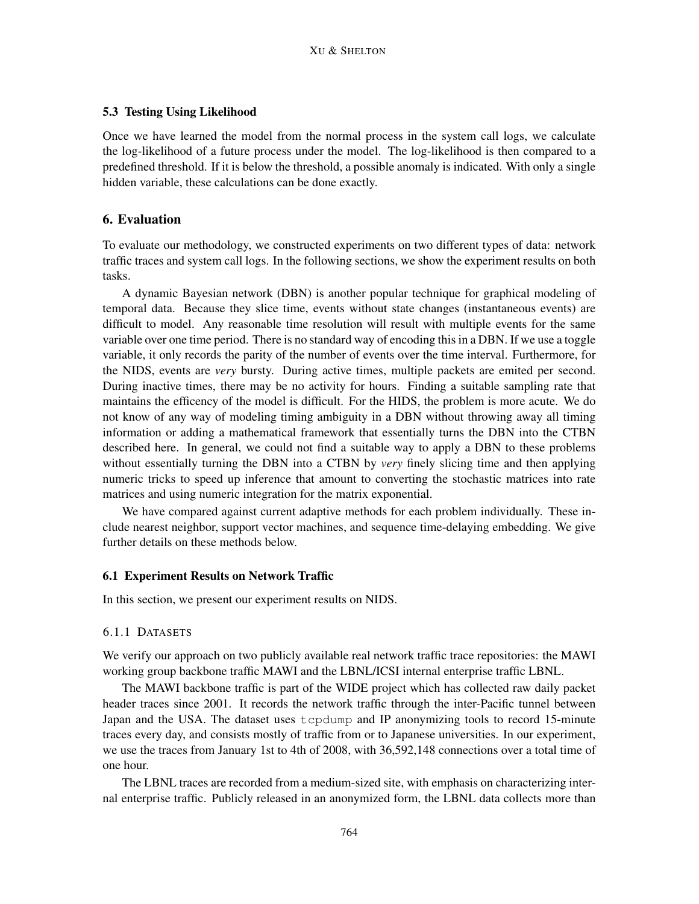### 5.3 Testing Using Likelihood

Once we have learned the model from the normal process in the system call logs, we calculate the log-likelihood of a future process under the model. The log-likelihood is then compared to a predefined threshold. If it is below the threshold, a possible anomaly is indicated. With only a single hidden variable, these calculations can be done exactly.

## 6. Evaluation

To evaluate our methodology, we constructed experiments on two different types of data: network traffic traces and system call logs. In the following sections, we show the experiment results on both tasks.

A dynamic Bayesian network (DBN) is another popular technique for graphical modeling of temporal data. Because they slice time, events without state changes (instantaneous events) are difficult to model. Any reasonable time resolution will result with multiple events for the same variable over one time period. There is no standard way of encoding this in a DBN. If we use a toggle variable, it only records the parity of the number of events over the time interval. Furthermore, for the NIDS, events are *very* bursty. During active times, multiple packets are emited per second. During inactive times, there may be no activity for hours. Finding a suitable sampling rate that maintains the efficency of the model is difficult. For the HIDS, the problem is more acute. We do not know of any way of modeling timing ambiguity in a DBN without throwing away all timing information or adding a mathematical framework that essentially turns the DBN into the CTBN described here. In general, we could not find a suitable way to apply a DBN to these problems without essentially turning the DBN into a CTBN by *very* finely slicing time and then applying numeric tricks to speed up inference that amount to converting the stochastic matrices into rate matrices and using numeric integration for the matrix exponential.

We have compared against current adaptive methods for each problem individually. These include nearest neighbor, support vector machines, and sequence time-delaying embedding. We give further details on these methods below.

### 6.1 Experiment Results on Network Traffic

In this section, we present our experiment results on NIDS.

#### 6.1.1 Datasets

We verify our approach on two publicly available real network traffic trace repositories: the MAWI working group backbone traffic MAWI and the LBNL/ICSI internal enterprise traffic LBNL.

The MAWI backbone traffic is part of the WIDE project which has collected raw daily packet header traces since 2001. It records the network traffic through the inter-Pacific tunnel between Japan and the USA. The dataset uses `tcpdump` and IP anonymizing tools to record 15-minute traces every day, and consists mostly of traffic from or to Japanese universities. In our experiment, we use the traces from January 1st to 4th of 2008, with 36,592,148 connections over a total time of one hour.

The LBNL traces are recorded from a medium-sized site, with emphasis on characterizing internal enterprise traffic. Publicly released in an anonymized form, the LBNL data collects more than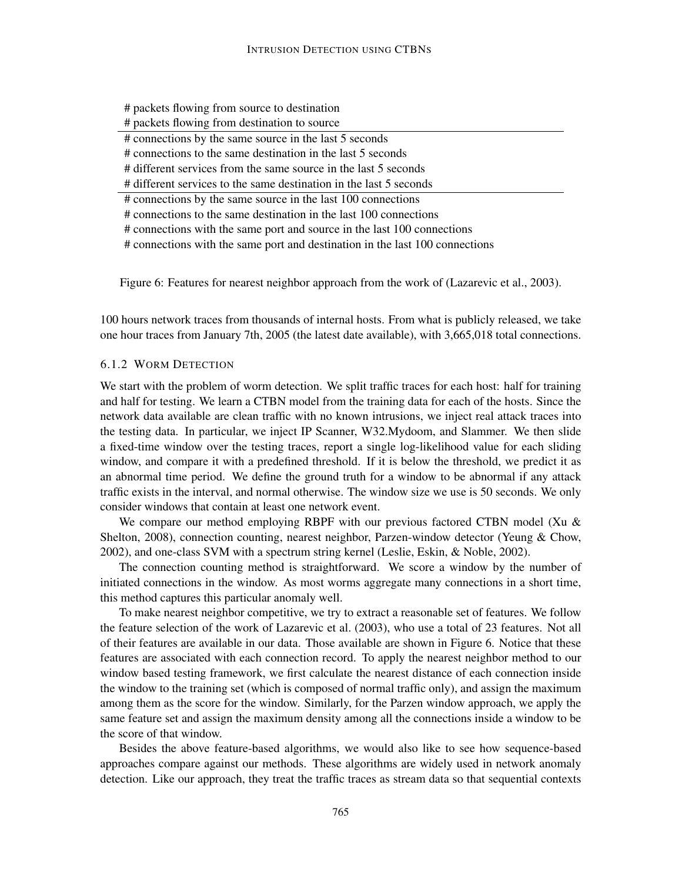| # packets flowing from source to destination |
|---|
| # packets flowing from destination to source |
| # connections by the same source in the last 5 seconds |
| # connections to the same destination in the last 5 seconds |
| # different services from the same source in the last 5 seconds |
| # different services to the same destination in the last 5 seconds |
| # connections by the same source in the last 100 connections |
| # connections to the same destination in the last 100 connections |
| # connections with the same port and source in the last 100 connections |
| # connections with the same port and destination in the last 100 connections |

Figure 6: Features for nearest neighbor approach from the work of (Lazarevic et al., 2003).

100 hours network traces from thousands of internal hosts. From what is publicly released, we take one hour traces from January 7th, 2005 (the latest date available), with 3,665,018 total connections.

#### 6.1.2 Worm Detection

We start with the problem of worm detection. We split traffic traces for each host: half for training and half for testing. We learn a CTBN model from the training data for each of the hosts. Since the network data available are clean traffic with no known intrusions, we inject real attack traces into the testing data. In particular, we inject IP Scanner, W32.Mydoom, and Slammer. We then slide a fixed-time window over the testing traces, report a single log-likelihood value for each sliding window, and compare it with a predefined threshold. If it is below the threshold, we predict it as an abnormal time period. We define the ground truth for a window to be abnormal if any attack traffic exists in the interval, and normal otherwise. The window size we use is 50 seconds. We only consider windows that contain at least one network event.

We compare our method employing RBPF with our previous factored CTBN model (Xu & Shelton, 2008), connection counting, nearest neighbor, Parzen-window detector (Yeung & Chow, 2002), and one-class SVM with a spectrum string kernel (Leslie, Eskin, & Noble, 2002).

The connection counting method is straightforward. We score a window by the number of initiated connections in the window. As most worms aggregate many connections in a short time, this method captures this particular anomaly well.

To make nearest neighbor competitive, we try to extract a reasonable set of features. We follow the feature selection of the work of Lazarevic et al. (2003), who use a total of 23 features. Not all of their features are available in our data. Those available are shown in Figure 6. Notice that these features are associated with each connection record. To apply the nearest neighbor method to our window based testing framework, we first calculate the nearest distance of each connection inside the window to the training set (which is composed of normal traffic only), and assign the maximum among them as the score for the window. Similarly, for the Parzen window approach, we apply the same feature set and assign the maximum density among all the connections inside a window to be the score of that window.

Besides the above feature-based algorithms, we would also like to see how sequence-based approaches compare against our methods. These algorithms are widely used in network anomaly detection. Like our approach, they treat the traffic traces as stream data so that sequential contexts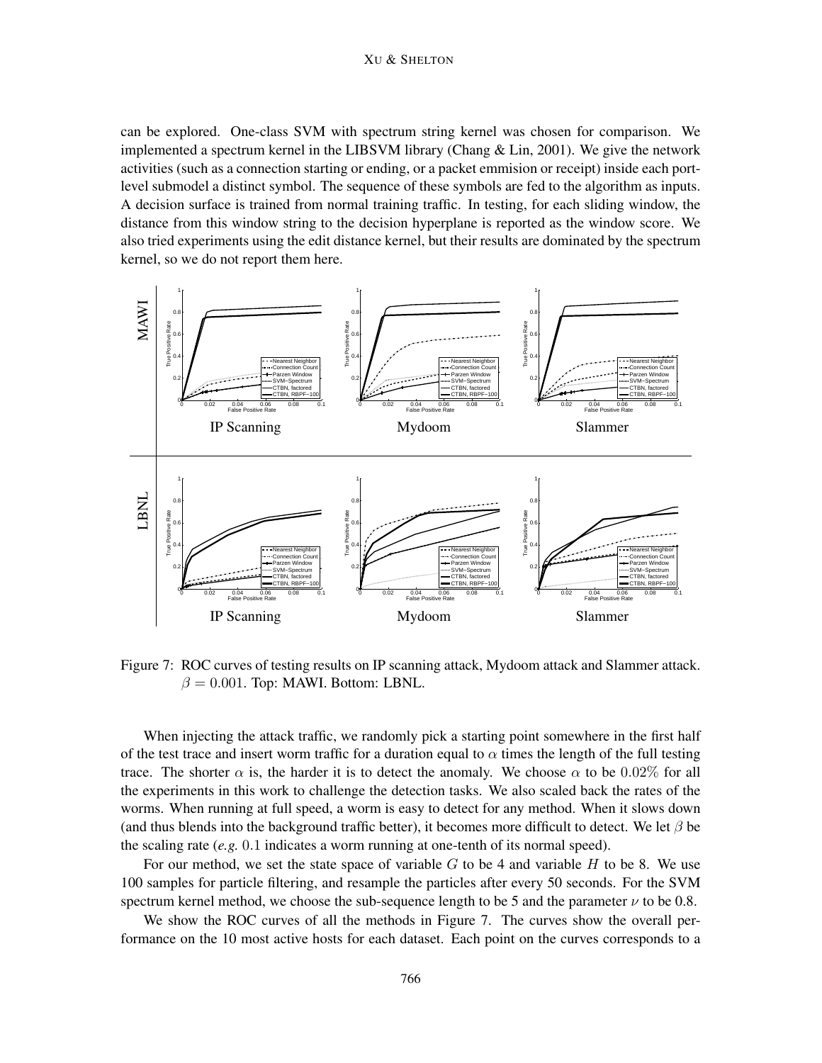can be explored. One-class SVM with spectrum string kernel was chosen for comparison. We implemented a spectrum kernel in the LIBSVM library (Chang & Lin, 2001). We give the network activities (such as a connection starting or ending, or a packet emmision or receipt) inside each port-level submodel a distinct symbol. The sequence of these symbols are fed to the algorithm as inputs. A decision surface is trained from normal training traffic. In testing, for each sliding window, the distance from this window string to the decision hyperplane is reported as the window score. We also tried experiments using the edit distance kernel, but their results are dominated by the spectrum kernel, so we do not report them here.

Figure 7: ROC curves of testing results on IP scanning attack, Mydoom attack and Slammer attack. $\beta = 0.001$. Top: MAWI. Bottom: LBNL.

When injecting the attack traffic, we randomly pick a starting point somewhere in the first half of the test trace and insert worm traffic for a duration equal to $\alpha$ times the length of the full testing trace. The shorter $\alpha$ is, the harder it is to detect the anomaly. We choose $\alpha$ to be $0.02\%$ for all the experiments in this work to challenge the detection tasks. We also scaled back the rates of the worms. When running at full speed, a worm is easy to detect for any method. When it slows down (and thus blends into the background traffic better), it becomes more difficult to detect. We let $\beta$ be the scaling rate (*e.g.* $0.1$ indicates a worm running at one-tenth of its normal speed).

For our method, we set the state space of variable $G$ to be 4 and variable $H$ to be 8. We use 100 samples for particle filtering, and resample the particles after every 50 seconds. For the SVM spectrum kernel method, we choose the sub-sequence length to be 5 and the parameter $\nu$ to be 0.8.

We show the ROC curves of all the methods in Figure 7. The curves show the overall performance on the 10 most active hosts for each dataset. Each point on the curves corresponds to a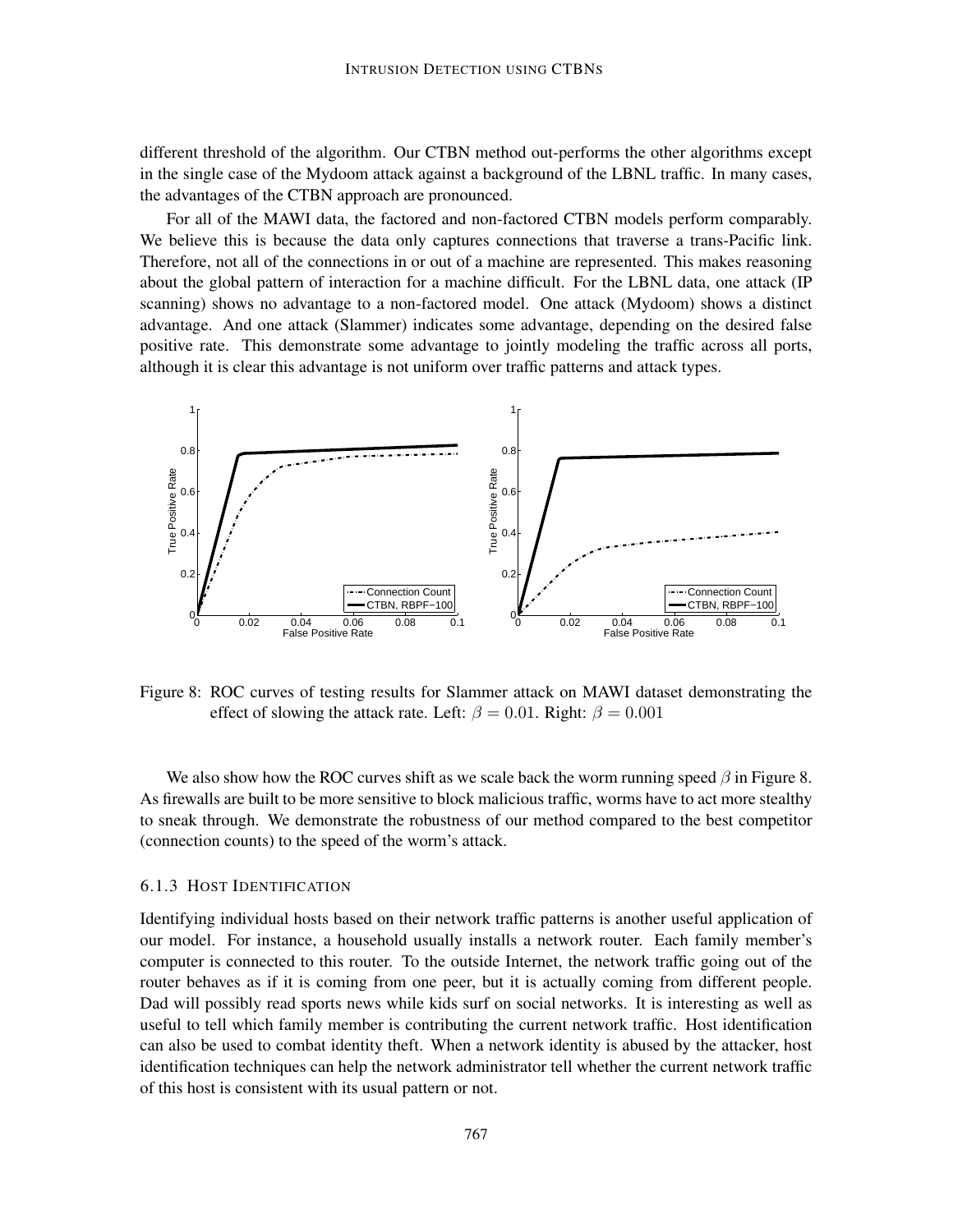different threshold of the algorithm. Our CTBN method out-performs the other algorithms except in the single case of the Mydoom attack against a background of the LBNL traffic. In many cases, the advantages of the CTBN approach are pronounced.

For all of the MAWI data, the factored and non-factored CTBN models perform comparably. We believe this is because the data only captures connections that traverse a trans-Pacific link. Therefore, not all of the connections in or out of a machine are represented. This makes reasoning about the global pattern of interaction for a machine difficult. For the LBNL data, one attack (IP scanning) shows no advantage to a non-factored model. One attack (Mydoom) shows a distinct advantage. And one attack (Slammer) indicates some advantage, depending on the desired false positive rate. This demonstrate some advantage to jointly modeling the traffic across all ports, although it is clear this advantage is not uniform over traffic patterns and attack types.

Figure 8: ROC curves of testing results for Slammer attack on MAWI dataset demonstrating the effect of slowing the attack rate. Left: $\beta = 0.01$. Right: $\beta = 0.001$

We also show how the ROC curves shift as we scale back the worm running speed $\beta$ in Figure 8. As firewalls are built to be more sensitive to block malicious traffic, worms have to act more stealthy to sneak through. We demonstrate the robustness of our method compared to the best competitor (connection counts) to the speed of the worm's attack.

### 6.1.3 Host Identification

Identifying individual hosts based on their network traffic patterns is another useful application of our model. For instance, a household usually installs a network router. Each family member's computer is connected to this router. To the outside Internet, the network traffic going out of the router behaves as if it is coming from one peer, but it is actually coming from different people. Dad will possibly read sports news while kids surf on social networks. It is interesting as well as useful to tell which family member is contributing the current network traffic. Host identification can also be used to combat identity theft. When a network identity is abused by the attacker, host identification techniques can help the network administrator tell whether the current network traffic of this host is consistent with its usual pattern or not.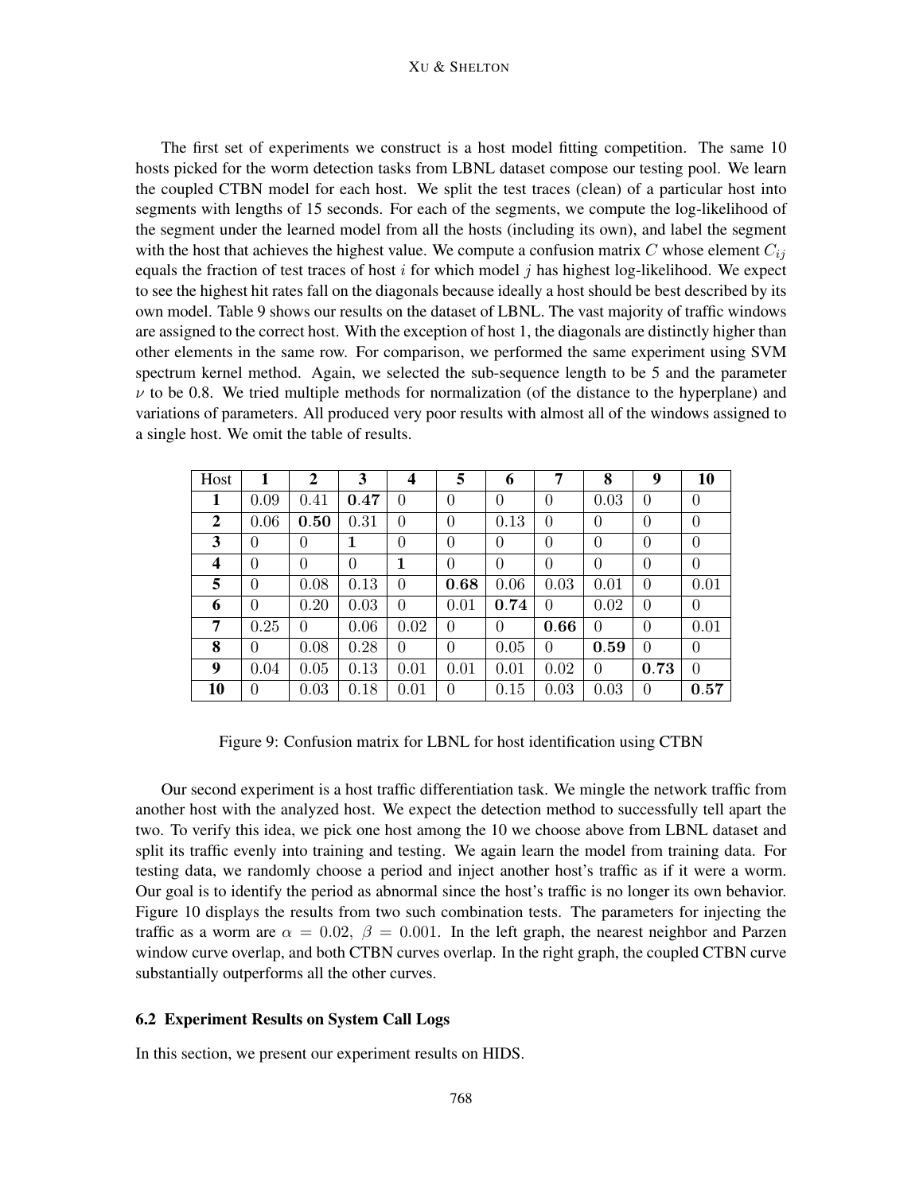The first set of experiments we construct is a host model fitting competition. The same 10 hosts picked for the worm detection tasks from LBNL dataset compose our testing pool. We learn the coupled CTBN model for each host. We split the test traces (clean) of a particular host into segments with lengths of 15 seconds. For each of the segments, we compute the log-likelihood of the segment under the learned model from all the hosts (including its own), and label the segment with the host that achieves the highest value. We compute a confusion matrix $C$ whose element $C_{ij}$ equals the fraction of test traces of host $i$ for which model $j$ has highest log-likelihood. We expect to see the highest hit rates fall on the diagonals because ideally a host should be best described by its own model. Table 9 shows our results on the dataset of LBNL. The vast majority of traffic windows are assigned to the correct host. With the exception of host 1, the diagonals are distinctly higher than other elements in the same row. For comparison, we performed the same experiment using SVM spectrum kernel method. Again, we selected the sub-sequence length to be 5 and the parameter $\nu$ to be 0.8. We tried multiple methods for normalization (of the distance to the hyperplane) and variations of parameters. All produced very poor results with almost all of the windows assigned to a single host. We omit the table of results.

| Host | **1** | **2** | **3** | **4** | **5** | **6** | **7** | **8** | **9** | **10** |
|---|---|---|---|---|---|---|---|---|---|---|
| **1** | 0.09 | 0.41 | **0.47** | 0 | 0 | 0 | 0 | 0.03 | 0 | 0 |
| **2** | 0.06 | **0.50** | 0.31 | 0 | 0 | 0.13 | 0 | 0 | 0 | 0 |
| **3** | 0 | 0 | **1** | 0 | 0 | 0 | 0 | 0 | 0 | 0 |
| **4** | 0 | 0 | 0 | **1** | 0 | 0 | 0 | 0 | 0 | 0 |
| **5** | 0 | 0.08 | 0.13 | 0 | **0.68** | 0.06 | 0.03 | 0.01 | 0 | 0.01 |
| **6** | 0 | 0.20 | 0.03 | 0 | 0.01 | **0.74** | 0 | 0.02 | 0 | 0 |
| **7** | 0.25 | 0 | 0.06 | 0.02 | 0 | 0 | **0.66** | 0 | 0 | 0.01 |
| **8** | 0 | 0.08 | 0.28 | 0 | 0 | 0.05 | 0 | **0.59** | 0 | 0 |
| **9** | 0.04 | 0.05 | 0.13 | 0.01 | 0.01 | 0.01 | 0.02 | 0 | **0.73** | 0 |
| **10** | 0 | 0.03 | 0.18 | 0.01 | 0 | 0.15 | 0.03 | 0.03 | 0 | **0.57** |

Figure 9: Confusion matrix for LBNL for host identification using CTBN

Our second experiment is a host traffic differentiation task. We mingle the network traffic from another host with the analyzed host. We expect the detection method to successfully tell apart the two. To verify this idea, we pick one host among the 10 we choose above from LBNL dataset and split its traffic evenly into training and testing. We again learn the model from training data. For testing data, we randomly choose a period and inject another host's traffic as if it were a worm. Our goal is to identify the period as abnormal since the host's traffic is no longer its own behavior. Figure 10 displays the results from two such combination tests. The parameters for injecting the traffic as a worm are $\alpha = 0.02$, $\beta = 0.001$. In the left graph, the nearest neighbor and Parzen window curve overlap, and both CTBN curves overlap. In the right graph, the coupled CTBN curve substantially outperforms all the other curves.

### 6.2 Experiment Results on System Call Logs

In this section, we present our experiment results on HIDS.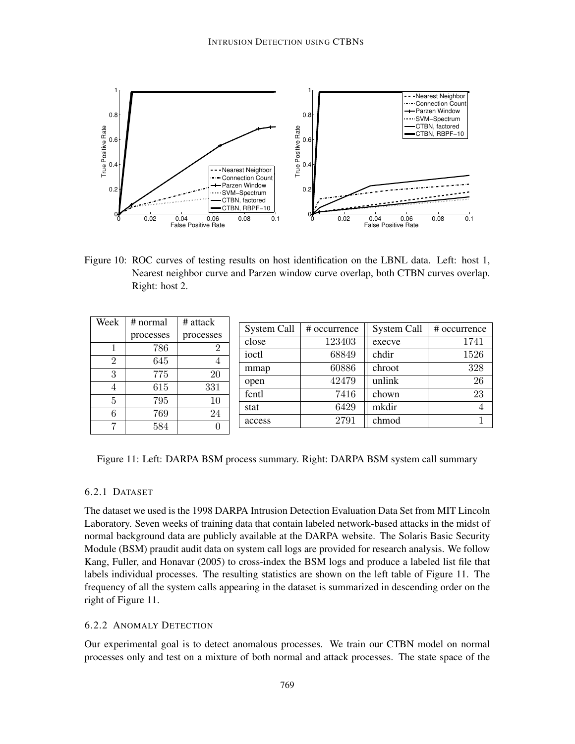Figure 10: ROC curves of testing results on host identification on the LBNL data. Left: host 1, Nearest neighbor curve and Parzen window curve overlap, both CTBN curves overlap. Right: host 2.

| Week | # normal processes | # attack processes |
|---|---|---|
| 1 | 786 | 2 |
| 2 | 645 | 4 |
| 3 | 775 | 20 |
| 4 | 615 | 331 |
| 5 | 795 | 10 |
| 6 | 769 | 24 |
| 7 | 584 | 0 |

| System Call | # occurrence | System Call | # occurrence |
|---|---|---|---|
| close | 123403 | execve | 1741 |
| ioctl | 68849 | chdir | 1526 |
| mmap | 60886 | chroot | 328 |
| open | 42479 | unlink | 26 |
| fcntl | 7416 | chown | 23 |
| stat | 6429 | mkdir | 4 |
| access | 2791 | chmod | 1 |

Figure 11: Left: DARPA BSM process summary. Right: DARPA BSM system call summary

#### 6.2.1 Dataset

The dataset we used is the 1998 DARPA Intrusion Detection Evaluation Data Set from MIT Lincoln Laboratory. Seven weeks of training data that contain labeled network-based attacks in the midst of normal background data are publicly available at the DARPA website. The Solaris Basic Security Module (BSM) praudit audit data on system call logs are provided for research analysis. We follow Kang, Fuller, and Honavar (2005) to cross-index the BSM logs and produce a labeled list file that labels individual processes. The resulting statistics are shown on the left table of Figure 11. The frequency of all the system calls appearing in the dataset is summarized in descending order on the right of Figure 11.

#### 6.2.2 Anomaly Detection

Our experimental goal is to detect anomalous processes. We train our CTBN model on normal processes only and test on a mixture of both normal and attack processes. The state space of the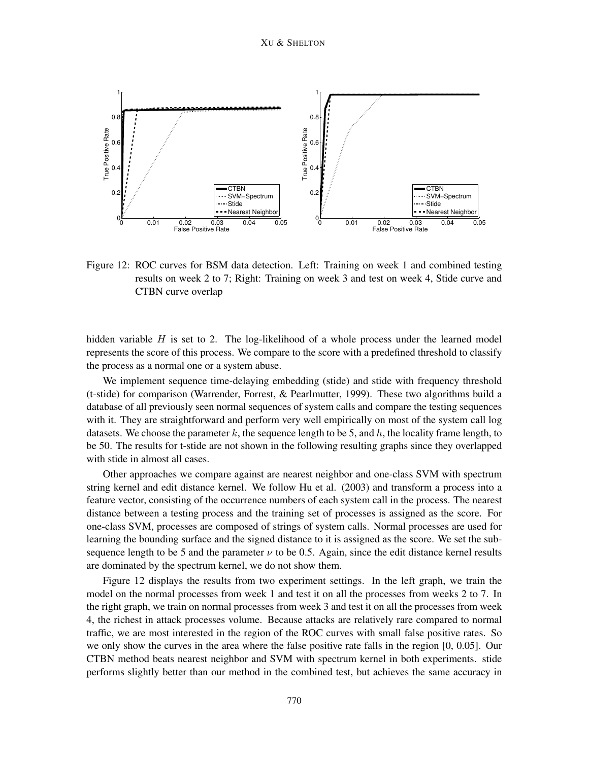Figure 12: ROC curves for BSM data detection. Left: Training on week 1 and combined testing results on week 2 to 7; Right: Training on week 3 and test on week 4, Stide curve and CTBN curve overlap

hidden variable $H$ is set to 2. The log-likelihood of a whole process under the learned model represents the score of this process. We compare to the score with a predefined threshold to classify the process as a normal one or a system abuse.

We implement sequence time-delaying embedding (stide) and stide with frequency threshold (t-stide) for comparison (Warrender, Forrest, & Pearlmutter, 1999). These two algorithms build a database of all previously seen normal sequences of system calls and compare the testing sequences with it. They are straightforward and perform very well empirically on most of the system call log datasets. We choose the parameter $k$, the sequence length to be 5, and $h$, the locality frame length, to be 50. The results for t-stide are not shown in the following resulting graphs since they overlapped with stide in almost all cases.

Other approaches we compare against are nearest neighbor and one-class SVM with spectrum string kernel and edit distance kernel. We follow Hu et al. (2003) and transform a process into a feature vector, consisting of the occurrence numbers of each system call in the process. The nearest distance between a testing process and the training set of processes is assigned as the score. For one-class SVM, processes are composed of strings of system calls. Normal processes are used for learning the bounding surface and the signed distance to it is assigned as the score. We set the subsequence length to be 5 and the parameter $\nu$ to be 0.5. Again, since the edit distance kernel results are dominated by the spectrum kernel, we do not show them.

Figure 12 displays the results from two experiment settings. In the left graph, we train the model on the normal processes from week 1 and test it on all the processes from weeks 2 to 7. In the right graph, we train on normal processes from week 3 and test it on all the processes from week 4, the richest in attack processes volume. Because attacks are relatively rare compared to normal traffic, we are most interested in the region of the ROC curves with small false positive rates. So we only show the curves in the area where the false positive rate falls in the region [0, 0.05]. Our CTBN method beats nearest neighbor and SVM with spectrum kernel in both experiments. stide performs slightly better than our method in the combined test, but achieves the same accuracy in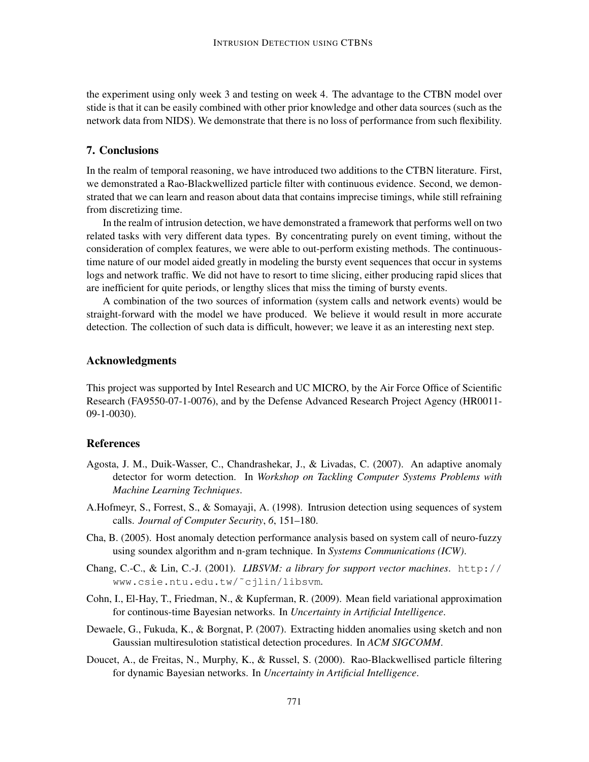the experiment using only week 3 and testing on week 4. The advantage to the CTBN model over stide is that it can be easily combined with other prior knowledge and other data sources (such as the network data from NIDS). We demonstrate that there is no loss of performance from such flexibility.

## 7. Conclusions

In the realm of temporal reasoning, we have introduced two additions to the CTBN literature. First, we demonstrated a Rao-Blackwellized particle filter with continuous evidence. Second, we demonstrated that we can learn and reason about data that contains imprecise timings, while still refraining from discretizing time.

In the realm of intrusion detection, we have demonstrated a framework that performs well on two related tasks with very different data types. By concentrating purely on event timing, without the consideration of complex features, we were able to out-perform existing methods. The continuous-time nature of our model aided greatly in modeling the bursty event sequences that occur in systems logs and network traffic. We did not have to resort to time slicing, either producing rapid slices that are inefficient for quite periods, or lengthy slices that miss the timing of bursty events.

A combination of the two sources of information (system calls and network events) would be straight-forward with the model we have produced. We believe it would result in more accurate detection. The collection of such data is difficult, however; we leave it as an interesting next step.

## Acknowledgments

This project was supported by Intel Research and UC MICRO, by the Air Force Office of Scientific Research (FA9550-07-1-0076), and by the Defense Advanced Research Project Agency (HR0011-09-1-0030).

## References

Agosta, J. M., Duik-Wasser, C., Chandrashekar, J., & Livadas, C. (2007). An adaptive anomaly detector for worm detection. In *Workshop on Tackling Computer Systems Problems with Machine Learning Techniques*.

A.Hofmeyr, S., Forrest, S., & Somayaji, A. (1998). Intrusion detection using sequences of system calls. *Journal of Computer Security*, *6*, 151–180.

Cha, B. (2005). Host anomaly detection performance analysis based on system call of neuro-fuzzy using soundex algorithm and n-gram technique. In *Systems Communications (ICW)*.

Chang, C.-C., & Lin, C.-J. (2001). *LIBSVM: a library for support vector machines*. `http://www.csie.ntu.edu.tw/~cjlin/libsvm`.

Cohn, I., El-Hay, T., Friedman, N., & Kupferman, R. (2009). Mean field variational approximation for continous-time Bayesian networks. In *Uncertainty in Artificial Intelligence*.

Dewaele, G., Fukuda, K., & Borgnat, P. (2007). Extracting hidden anomalies using sketch and non Gaussian multiresulotion statistical detection procedures. In *ACM SIGCOMM*.

Doucet, A., de Freitas, N., Murphy, K., & Russel, S. (2000). Rao-Blackwellised particle filtering for dynamic Bayesian networks. In *Uncertainty in Artificial Intelligence*.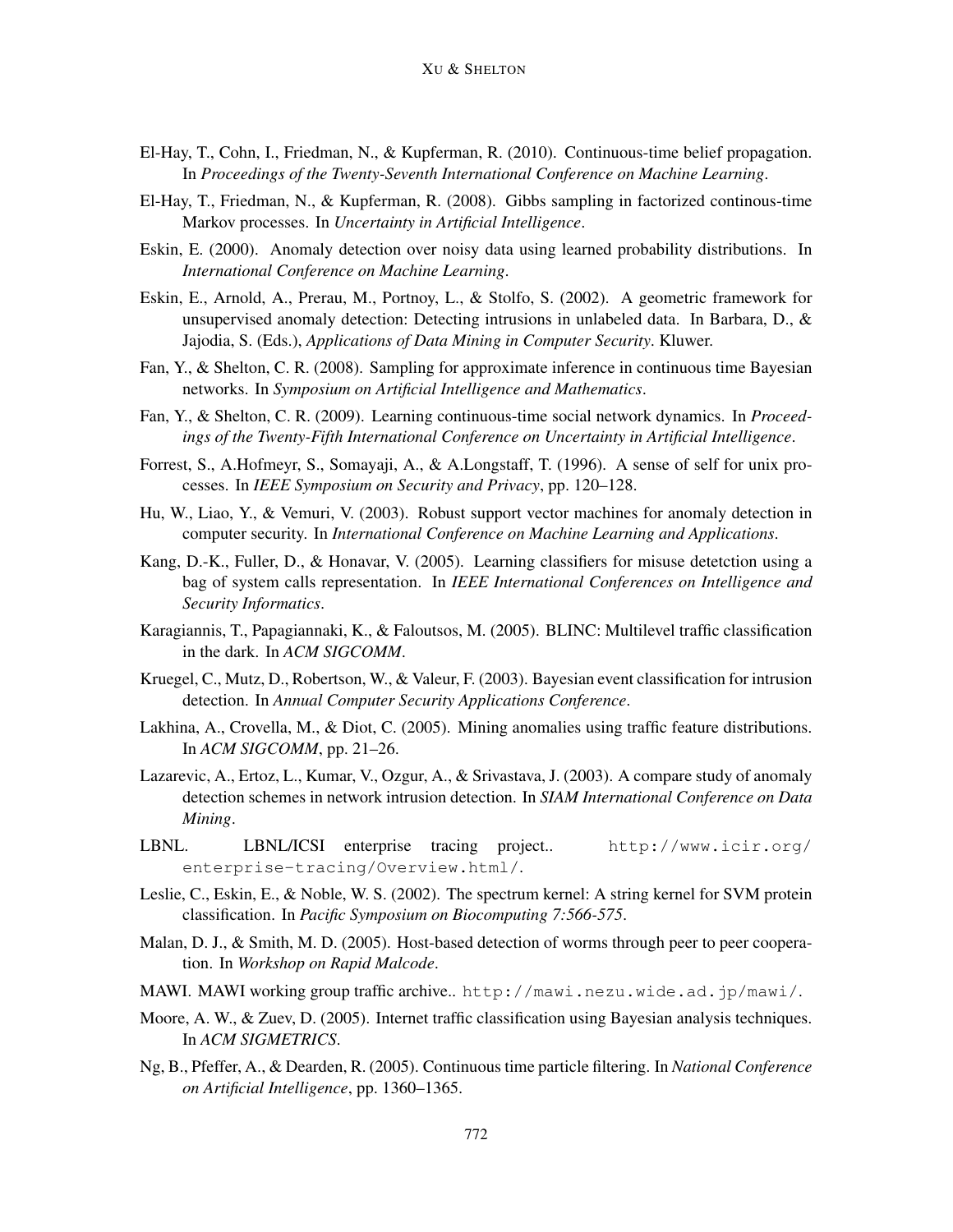El-Hay, T., Cohn, I., Friedman, N., & Kupferman, R. (2010). Continuous-time belief propagation. In *Proceedings of the Twenty-Seventh International Conference on Machine Learning*.

El-Hay, T., Friedman, N., & Kupferman, R. (2008). Gibbs sampling in factorized continous-time Markov processes. In *Uncertainty in Artificial Intelligence*.

Eskin, E. (2000). Anomaly detection over noisy data using learned probability distributions. In *International Conference on Machine Learning*.

Eskin, E., Arnold, A., Prerau, M., Portnoy, L., & Stolfo, S. (2002). A geometric framework for unsupervised anomaly detection: Detecting intrusions in unlabeled data. In Barbara, D., & Jajodia, S. (Eds.), *Applications of Data Mining in Computer Security*. Kluwer.

Fan, Y., & Shelton, C. R. (2008). Sampling for approximate inference in continuous time Bayesian networks. In *Symposium on Artificial Intelligence and Mathematics*.

Fan, Y., & Shelton, C. R. (2009). Learning continuous-time social network dynamics. In *Proceedings of the Twenty-Fifth International Conference on Uncertainty in Artificial Intelligence*.

Forrest, S., A.Hofmeyr, S., Somayaji, A., & A.Longstaff, T. (1996). A sense of self for unix processes. In *IEEE Symposium on Security and Privacy*, pp. 120–128.

Hu, W., Liao, Y., & Vemuri, V. (2003). Robust support vector machines for anomaly detection in computer security. In *International Conference on Machine Learning and Applications*.

Kang, D.-K., Fuller, D., & Honavar, V. (2005). Learning classifiers for misuse detetction using a bag of system calls representation. In *IEEE International Conferences on Intelligence and Security Informatics*.

Karagiannis, T., Papagiannaki, K., & Faloutsos, M. (2005). BLINC: Multilevel traffic classification in the dark. In *ACM SIGCOMM*.

Kruegel, C., Mutz, D., Robertson, W., & Valeur, F. (2003). Bayesian event classification for intrusion detection. In *Annual Computer Security Applications Conference*.

Lakhina, A., Crovella, M., & Diot, C. (2005). Mining anomalies using traffic feature distributions. In *ACM SIGCOMM*, pp. 21–26.

Lazarevic, A., Ertoz, L., Kumar, V., Ozgur, A., & Srivastava, J. (2003). A compare study of anomaly detection schemes in network intrusion detection. In *SIAM International Conference on Data Mining*.

LBNL. LBNL/ICSI enterprise tracing project.. `http://www.icir.org/enterprise-tracing/Overview.html/`.

Leslie, C., Eskin, E., & Noble, W. S. (2002). The spectrum kernel: A string kernel for SVM protein classification. In *Pacific Symposium on Biocomputing 7:566-575*.

Malan, D. J., & Smith, M. D. (2005). Host-based detection of worms through peer to peer cooperation. In *Workshop on Rapid Malcode*.

MAWI. MAWI working group traffic archive.. `http://mawi.nezu.wide.ad.jp/mawi/`.

Moore, A. W., & Zuev, D. (2005). Internet traffic classification using Bayesian analysis techniques. In *ACM SIGMETRICS*.

Ng, B., Pfeffer, A., & Dearden, R. (2005). Continuous time particle filtering. In *National Conference on Artificial Intelligence*, pp. 1360–1365.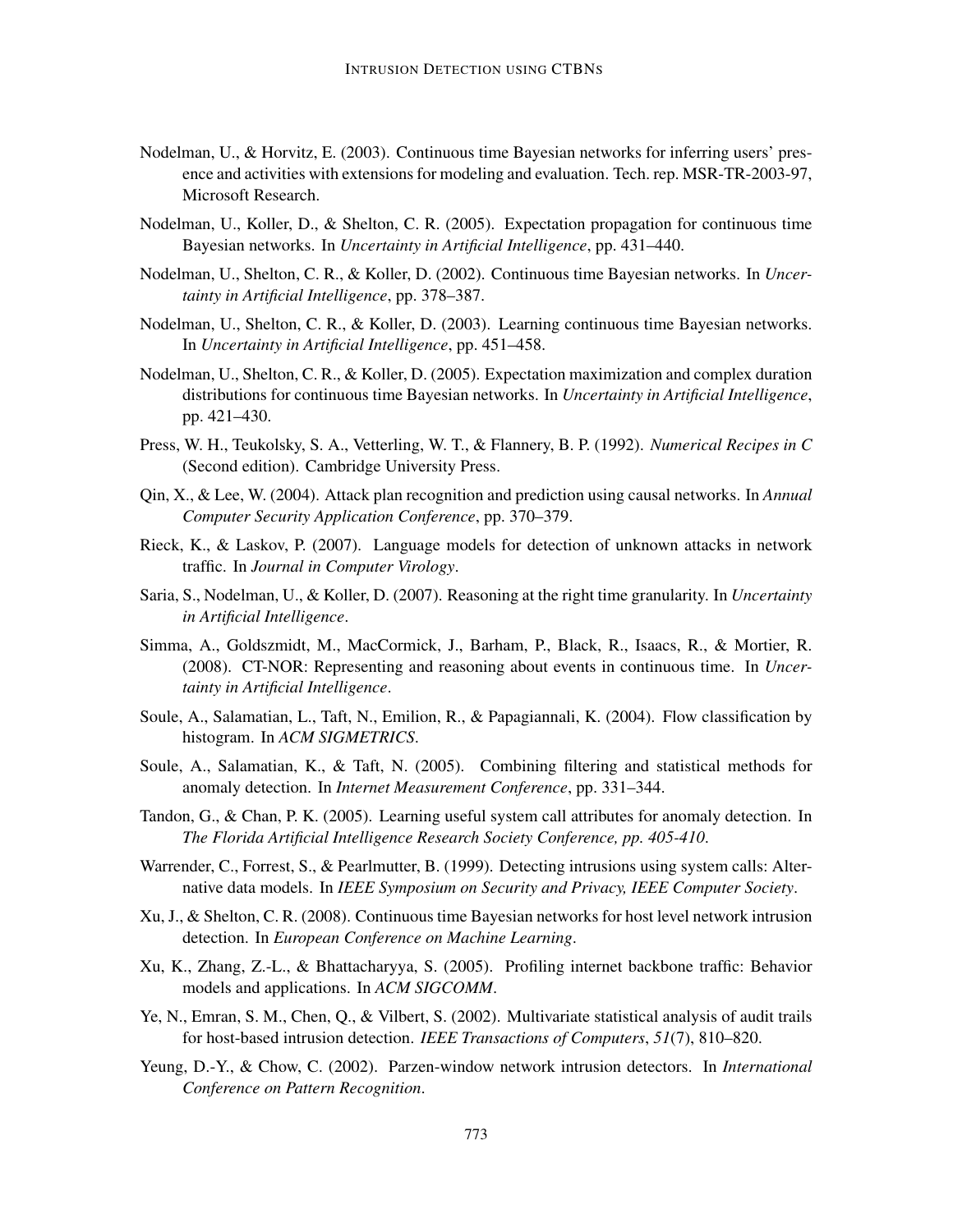Nodelman, U., & Horvitz, E. (2003). Continuous time Bayesian networks for inferring users' presence and activities with extensions for modeling and evaluation. Tech. rep. MSR-TR-2003-97, Microsoft Research.

Nodelman, U., Koller, D., & Shelton, C. R. (2005). Expectation propagation for continuous time Bayesian networks. In *Uncertainty in Artificial Intelligence*, pp. 431–440.

Nodelman, U., Shelton, C. R., & Koller, D. (2002). Continuous time Bayesian networks. In *Uncertainty in Artificial Intelligence*, pp. 378–387.

Nodelman, U., Shelton, C. R., & Koller, D. (2003). Learning continuous time Bayesian networks. In *Uncertainty in Artificial Intelligence*, pp. 451–458.

Nodelman, U., Shelton, C. R., & Koller, D. (2005). Expectation maximization and complex duration distributions for continuous time Bayesian networks. In *Uncertainty in Artificial Intelligence*, pp. 421–430.

Press, W. H., Teukolsky, S. A., Vetterling, W. T., & Flannery, B. P. (1992). *Numerical Recipes in C* (Second edition). Cambridge University Press.

Qin, X., & Lee, W. (2004). Attack plan recognition and prediction using causal networks. In *Annual Computer Security Application Conference*, pp. 370–379.

Rieck, K., & Laskov, P. (2007). Language models for detection of unknown attacks in network traffic. In *Journal in Computer Virology*.

Saria, S., Nodelman, U., & Koller, D. (2007). Reasoning at the right time granularity. In *Uncertainty in Artificial Intelligence*.

Simma, A., Goldszmidt, M., MacCormick, J., Barham, P., Black, R., Isaacs, R., & Mortier, R. (2008). CT-NOR: Representing and reasoning about events in continuous time. In *Uncertainty in Artificial Intelligence*.

Soule, A., Salamatian, L., Taft, N., Emilion, R., & Papagiannali, K. (2004). Flow classification by histogram. In *ACM SIGMETRICS*.

Soule, A., Salamatian, K., & Taft, N. (2005). Combining filtering and statistical methods for anomaly detection. In *Internet Measurement Conference*, pp. 331–344.

Tandon, G., & Chan, P. K. (2005). Learning useful system call attributes for anomaly detection. In *The Florida Artificial Intelligence Research Society Conference, pp. 405-410*.

Warrender, C., Forrest, S., & Pearlmutter, B. (1999). Detecting intrusions using system calls: Alternative data models. In *IEEE Symposium on Security and Privacy, IEEE Computer Society*.

Xu, J., & Shelton, C. R. (2008). Continuous time Bayesian networks for host level network intrusion detection. In *European Conference on Machine Learning*.

Xu, K., Zhang, Z.-L., & Bhattacharyya, S. (2005). Profiling internet backbone traffic: Behavior models and applications. In *ACM SIGCOMM*.

Ye, N., Emran, S. M., Chen, Q., & Vilbert, S. (2002). Multivariate statistical analysis of audit trails for host-based intrusion detection. *IEEE Transactions of Computers*, *51*(7), 810–820.

Yeung, D.-Y., & Chow, C. (2002). Parzen-window network intrusion detectors. In *International Conference on Pattern Recognition*.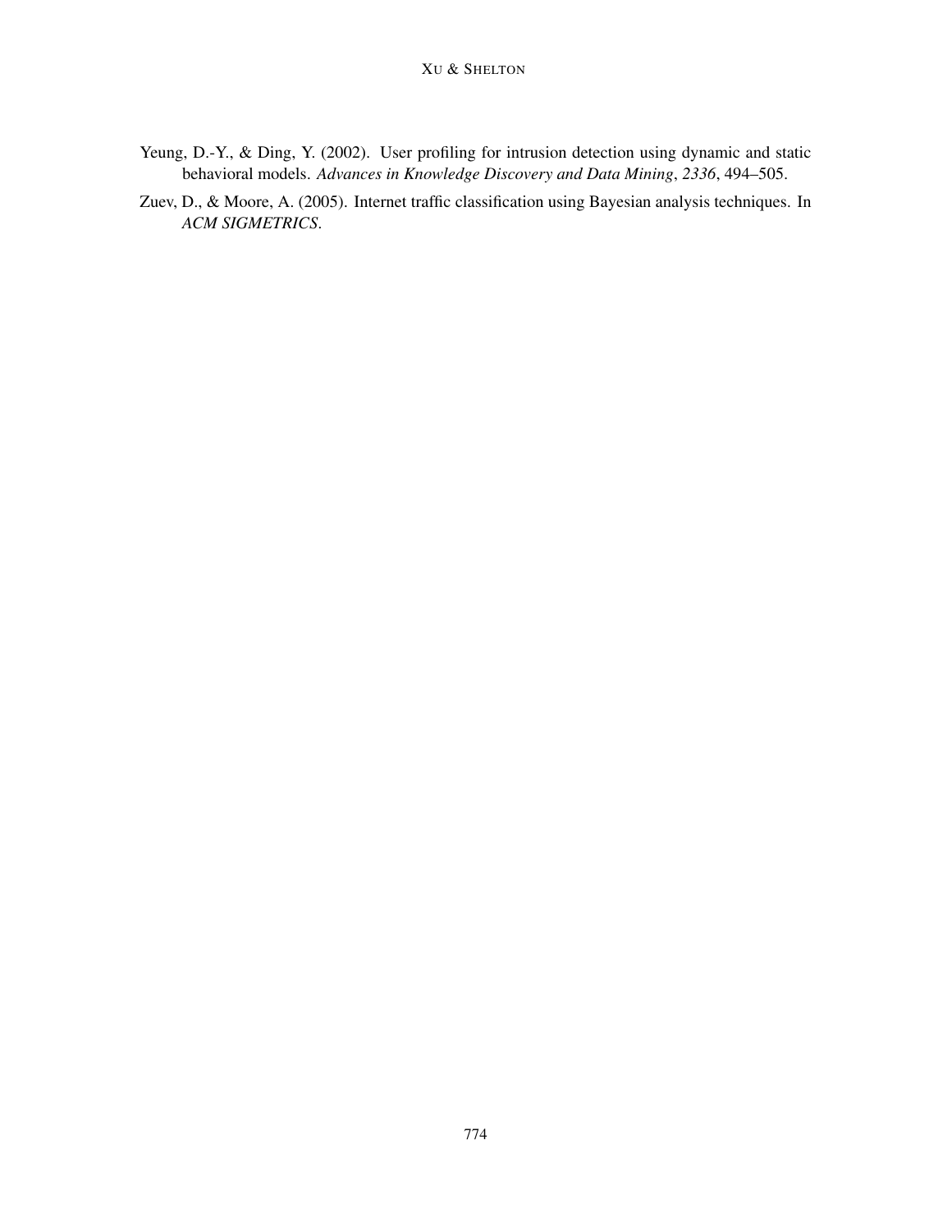Yeung, D.-Y., & Ding, Y. (2002). User profiling for intrusion detection using dynamic and static behavioral models. *Advances in Knowledge Discovery and Data Mining*, *2336*, 494–505.

Zuev, D., & Moore, A. (2005). Internet traffic classification using Bayesian analysis techniques. In *ACM SIGMETRICS*.